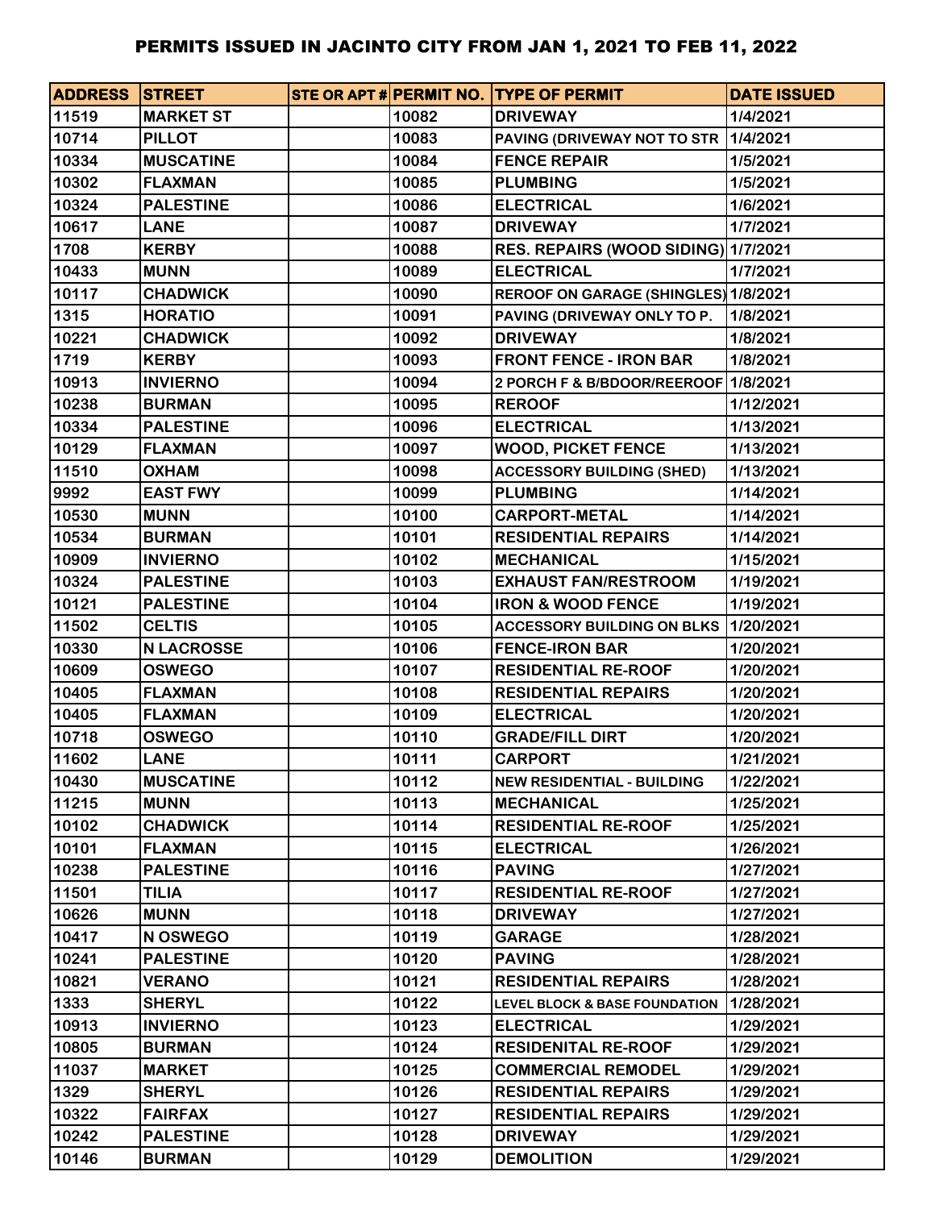# PERMITS ISSUED IN JACINTO CITY FROM JAN 1, 2021 TO FEB 11, 2022

| ADDRESS | STREET | STE OR APT # | PERMIT NO. | TYPE OF PERMIT | DATE ISSUED |
|---|---|---|---|---|---|
| 11519 | MARKET ST | | 10082 | DRIVEWAY | 1/4/2021 |
| 10714 | PILLOT | | 10083 | PAVING (DRIVEWAY NOT TO STR | 1/4/2021 |
| 10334 | MUSCATINE | | 10084 | FENCE REPAIR | 1/5/2021 |
| 10302 | FLAXMAN | | 10085 | PLUMBING | 1/5/2021 |
| 10324 | PALESTINE | | 10086 | ELECTRICAL | 1/6/2021 |
| 10617 | LANE | | 10087 | DRIVEWAY | 1/7/2021 |
| 1708 | KERBY | | 10088 | RES. REPAIRS (WOOD SIDING) | 1/7/2021 |
| 10433 | MUNN | | 10089 | ELECTRICAL | 1/7/2021 |
| 10117 | CHADWICK | | 10090 | REROOF ON GARAGE (SHINGLES) | 1/8/2021 |
| 1315 | HORATIO | | 10091 | PAVING (DRIVEWAY ONLY TO P. | 1/8/2021 |
| 10221 | CHADWICK | | 10092 | DRIVEWAY | 1/8/2021 |
| 1719 | KERBY | | 10093 | FRONT FENCE - IRON BAR | 1/8/2021 |
| 10913 | INVIERNO | | 10094 | 2 PORCH F & B/BDOOR/REEROOF | 1/8/2021 |
| 10238 | BURMAN | | 10095 | REROOF | 1/12/2021 |
| 10334 | PALESTINE | | 10096 | ELECTRICAL | 1/13/2021 |
| 10129 | FLAXMAN | | 10097 | WOOD, PICKET FENCE | 1/13/2021 |
| 11510 | OXHAM | | 10098 | ACCESSORY BUILDING (SHED) | 1/13/2021 |
| 9992 | EAST FWY | | 10099 | PLUMBING | 1/14/2021 |
| 10530 | MUNN | | 10100 | CARPORT-METAL | 1/14/2021 |
| 10534 | BURMAN | | 10101 | RESIDENTIAL REPAIRS | 1/14/2021 |
| 10909 | INVIERNO | | 10102 | MECHANICAL | 1/15/2021 |
| 10324 | PALESTINE | | 10103 | EXHAUST FAN/RESTROOM | 1/19/2021 |
| 10121 | PALESTINE | | 10104 | IRON & WOOD FENCE | 1/19/2021 |
| 11502 | CELTIS | | 10105 | ACCESSORY BUILDING ON BLKS | 1/20/2021 |
| 10330 | N LACROSSE | | 10106 | FENCE-IRON BAR | 1/20/2021 |
| 10609 | OSWEGO | | 10107 | RESIDENTIAL RE-ROOF | 1/20/2021 |
| 10405 | FLAXMAN | | 10108 | RESIDENTIAL REPAIRS | 1/20/2021 |
| 10405 | FLAXMAN | | 10109 | ELECTRICAL | 1/20/2021 |
| 10718 | OSWEGO | | 10110 | GRADE/FILL DIRT | 1/20/2021 |
| 11602 | LANE | | 10111 | CARPORT | 1/21/2021 |
| 10430 | MUSCATINE | | 10112 | NEW RESIDENTIAL - BUILDING | 1/22/2021 |
| 11215 | MUNN | | 10113 | MECHANICAL | 1/25/2021 |
| 10102 | CHADWICK | | 10114 | RESIDENTIAL RE-ROOF | 1/25/2021 |
| 10101 | FLAXMAN | | 10115 | ELECTRICAL | 1/26/2021 |
| 10238 | PALESTINE | | 10116 | PAVING | 1/27/2021 |
| 11501 | TILIA | | 10117 | RESIDENTIAL RE-ROOF | 1/27/2021 |
| 10626 | MUNN | | 10118 | DRIVEWAY | 1/27/2021 |
| 10417 | N OSWEGO | | 10119 | GARAGE | 1/28/2021 |
| 10241 | PALESTINE | | 10120 | PAVING | 1/28/2021 |
| 10821 | VERANO | | 10121 | RESIDENTIAL REPAIRS | 1/28/2021 |
| 1333 | SHERYL | | 10122 | LEVEL BLOCK & BASE FOUNDATION | 1/28/2021 |
| 10913 | INVIERNO | | 10123 | ELECTRICAL | 1/29/2021 |
| 10805 | BURMAN | | 10124 | RESIDENITAL RE-ROOF | 1/29/2021 |
| 11037 | MARKET | | 10125 | COMMERCIAL REMODEL | 1/29/2021 |
| 1329 | SHERYL | | 10126 | RESIDENTIAL REPAIRS | 1/29/2021 |
| 10322 | FAIRFAX | | 10127 | RESIDENTIAL REPAIRS | 1/29/2021 |
| 10242 | PALESTINE | | 10128 | DRIVEWAY | 1/29/2021 |
| 10146 | BURMAN | | 10129 | DEMOLITION | 1/29/2021 |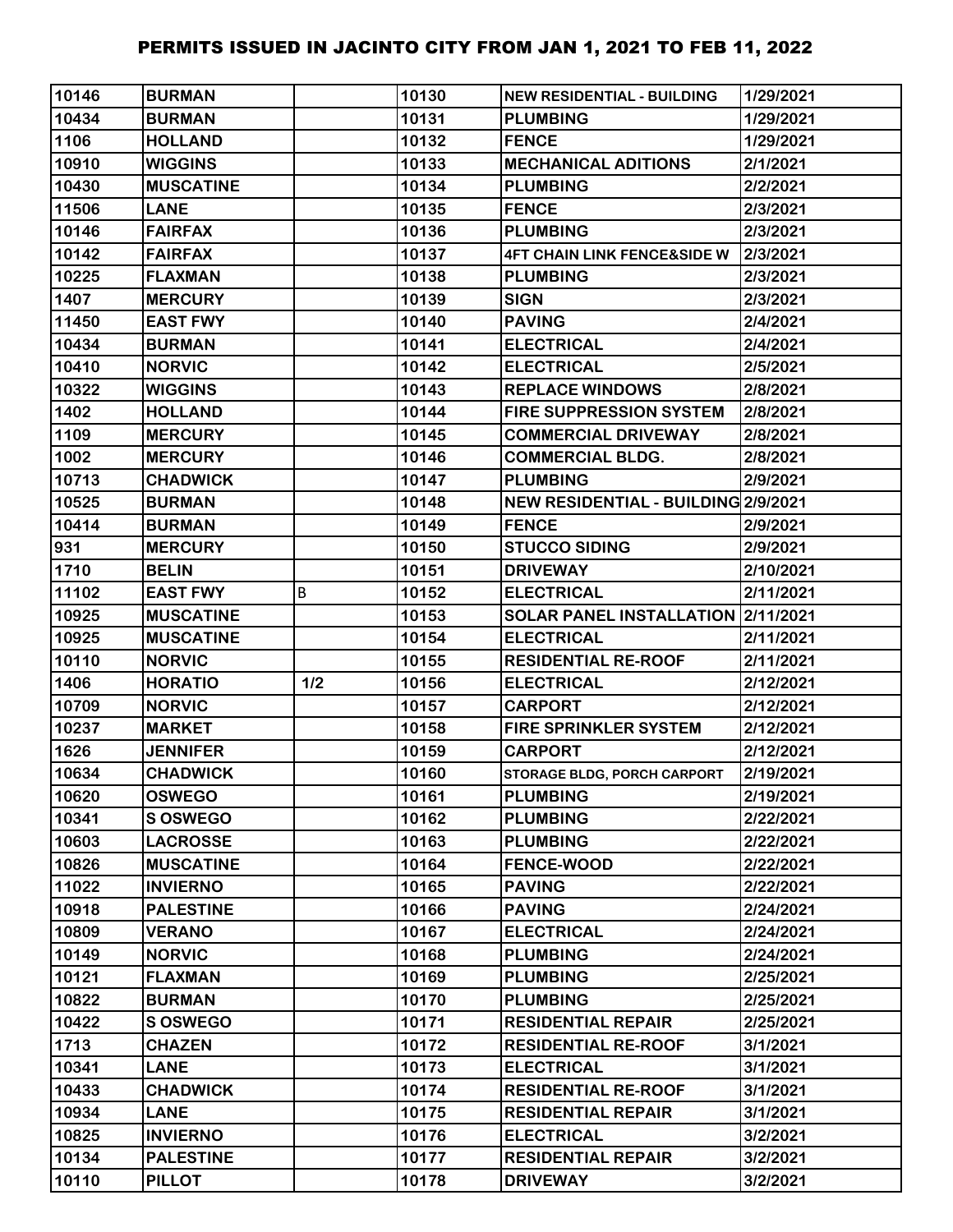# PERMITS ISSUED IN JACINTO CITY FROM JAN 1, 2021 TO FEB 11, 2022

| | | | | | |
|---|---|---|---|---|---|
| 10146 | BURMAN | | 10130 | NEW RESIDENTIAL - BUILDING | 1/29/2021 |
| 10434 | BURMAN | | 10131 | PLUMBING | 1/29/2021 |
| 1106 | HOLLAND | | 10132 | FENCE | 1/29/2021 |
| 10910 | WIGGINS | | 10133 | MECHANICAL ADITIONS | 2/1/2021 |
| 10430 | MUSCATINE | | 10134 | PLUMBING | 2/2/2021 |
| 11506 | LANE | | 10135 | FENCE | 2/3/2021 |
| 10146 | FAIRFAX | | 10136 | PLUMBING | 2/3/2021 |
| 10142 | FAIRFAX | | 10137 | 4FT CHAIN LINK FENCE&SIDE W | 2/3/2021 |
| 10225 | FLAXMAN | | 10138 | PLUMBING | 2/3/2021 |
| 1407 | MERCURY | | 10139 | SIGN | 2/3/2021 |
| 11450 | EAST FWY | | 10140 | PAVING | 2/4/2021 |
| 10434 | BURMAN | | 10141 | ELECTRICAL | 2/4/2021 |
| 10410 | NORVIC | | 10142 | ELECTRICAL | 2/5/2021 |
| 10322 | WIGGINS | | 10143 | REPLACE WINDOWS | 2/8/2021 |
| 1402 | HOLLAND | | 10144 | FIRE SUPPRESSION SYSTEM | 2/8/2021 |
| 1109 | MERCURY | | 10145 | COMMERCIAL DRIVEWAY | 2/8/2021 |
| 1002 | MERCURY | | 10146 | COMMERCIAL BLDG. | 2/8/2021 |
| 10713 | CHADWICK | | 10147 | PLUMBING | 2/9/2021 |
| 10525 | BURMAN | | 10148 | NEW RESIDENTIAL - BUILDING | 2/9/2021 |
| 10414 | BURMAN | | 10149 | FENCE | 2/9/2021 |
| 931 | MERCURY | | 10150 | STUCCO SIDING | 2/9/2021 |
| 1710 | BELIN | | 10151 | DRIVEWAY | 2/10/2021 |
| 11102 | EAST FWY | B | 10152 | ELECTRICAL | 2/11/2021 |
| 10925 | MUSCATINE | | 10153 | SOLAR PANEL INSTALLATION | 2/11/2021 |
| 10925 | MUSCATINE | | 10154 | ELECTRICAL | 2/11/2021 |
| 10110 | NORVIC | | 10155 | RESIDENTIAL RE-ROOF | 2/11/2021 |
| 1406 | HORATIO | 1/2 | 10156 | ELECTRICAL | 2/12/2021 |
| 10709 | NORVIC | | 10157 | CARPORT | 2/12/2021 |
| 10237 | MARKET | | 10158 | FIRE SPRINKLER SYSTEM | 2/12/2021 |
| 1626 | JENNIFER | | 10159 | CARPORT | 2/12/2021 |
| 10634 | CHADWICK | | 10160 | STORAGE BLDG, PORCH CARPORT | 2/19/2021 |
| 10620 | OSWEGO | | 10161 | PLUMBING | 2/19/2021 |
| 10341 | S OSWEGO | | 10162 | PLUMBING | 2/22/2021 |
| 10603 | LACROSSE | | 10163 | PLUMBING | 2/22/2021 |
| 10826 | MUSCATINE | | 10164 | FENCE-WOOD | 2/22/2021 |
| 11022 | INVIERNO | | 10165 | PAVING | 2/22/2021 |
| 10918 | PALESTINE | | 10166 | PAVING | 2/24/2021 |
| 10809 | VERANO | | 10167 | ELECTRICAL | 2/24/2021 |
| 10149 | NORVIC | | 10168 | PLUMBING | 2/24/2021 |
| 10121 | FLAXMAN | | 10169 | PLUMBING | 2/25/2021 |
| 10822 | BURMAN | | 10170 | PLUMBING | 2/25/2021 |
| 10422 | S OSWEGO | | 10171 | RESIDENTIAL REPAIR | 2/25/2021 |
| 1713 | CHAZEN | | 10172 | RESIDENTIAL RE-ROOF | 3/1/2021 |
| 10341 | LANE | | 10173 | ELECTRICAL | 3/1/2021 |
| 10433 | CHADWICK | | 10174 | RESIDENTIAL RE-ROOF | 3/1/2021 |
| 10934 | LANE | | 10175 | RESIDENTIAL REPAIR | 3/1/2021 |
| 10825 | INVIERNO | | 10176 | ELECTRICAL | 3/2/2021 |
| 10134 | PALESTINE | | 10177 | RESIDENTIAL REPAIR | 3/2/2021 |
| 10110 | PILLOT | | 10178 | DRIVEWAY | 3/2/2021 |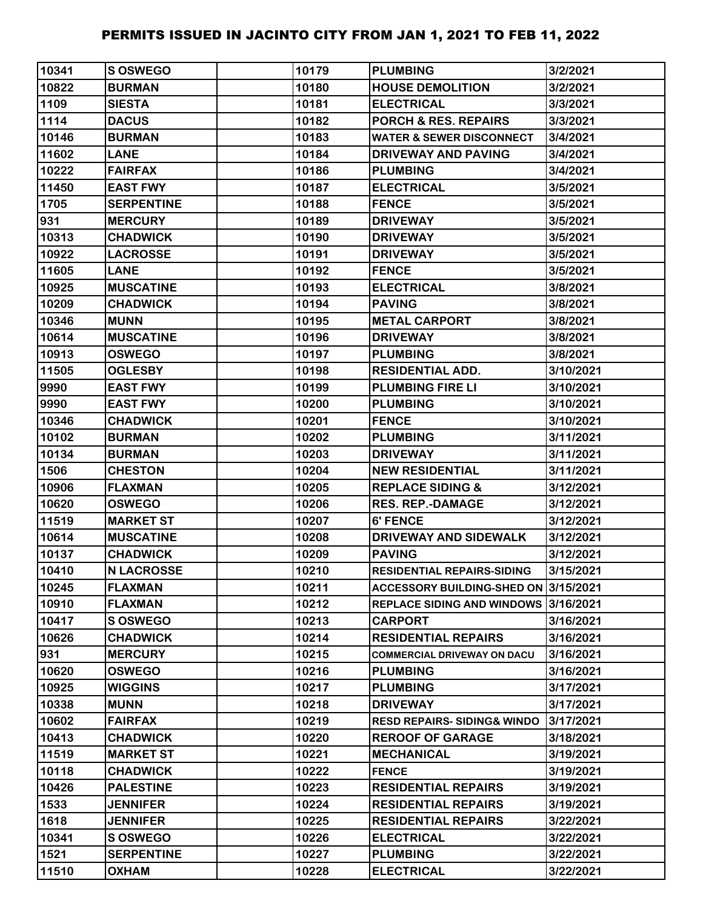# PERMITS ISSUED IN JACINTO CITY FROM JAN 1, 2021 TO FEB 11, 2022

| | | | | | |
|---|---|---|---|---|---|
| 10341 | S OSWEGO | | 10179 | PLUMBING | 3/2/2021 |
| 10822 | BURMAN | | 10180 | HOUSE DEMOLITION | 3/2/2021 |
| 1109 | SIESTA | | 10181 | ELECTRICAL | 3/3/2021 |
| 1114 | DACUS | | 10182 | PORCH & RES. REPAIRS | 3/3/2021 |
| 10146 | BURMAN | | 10183 | WATER & SEWER DISCONNECT | 3/4/2021 |
| 11602 | LANE | | 10184 | DRIVEWAY AND PAVING | 3/4/2021 |
| 10222 | FAIRFAX | | 10186 | PLUMBING | 3/4/2021 |
| 11450 | EAST FWY | | 10187 | ELECTRICAL | 3/5/2021 |
| 1705 | SERPENTINE | | 10188 | FENCE | 3/5/2021 |
| 931 | MERCURY | | 10189 | DRIVEWAY | 3/5/2021 |
| 10313 | CHADWICK | | 10190 | DRIVEWAY | 3/5/2021 |
| 10922 | LACROSSE | | 10191 | DRIVEWAY | 3/5/2021 |
| 11605 | LANE | | 10192 | FENCE | 3/5/2021 |
| 10925 | MUSCATINE | | 10193 | ELECTRICAL | 3/8/2021 |
| 10209 | CHADWICK | | 10194 | PAVING | 3/8/2021 |
| 10346 | MUNN | | 10195 | METAL CARPORT | 3/8/2021 |
| 10614 | MUSCATINE | | 10196 | DRIVEWAY | 3/8/2021 |
| 10913 | OSWEGO | | 10197 | PLUMBING | 3/8/2021 |
| 11505 | OGLESBY | | 10198 | RESIDENTIAL ADD. | 3/10/2021 |
| 9990 | EAST FWY | | 10199 | PLUMBING FIRE LI | 3/10/2021 |
| 9990 | EAST FWY | | 10200 | PLUMBING | 3/10/2021 |
| 10346 | CHADWICK | | 10201 | FENCE | 3/10/2021 |
| 10102 | BURMAN | | 10202 | PLUMBING | 3/11/2021 |
| 10134 | BURMAN | | 10203 | DRIVEWAY | 3/11/2021 |
| 1506 | CHESTON | | 10204 | NEW RESIDENTIAL | 3/11/2021 |
| 10906 | FLAXMAN | | 10205 | REPLACE SIDING & | 3/12/2021 |
| 10620 | OSWEGO | | 10206 | RES. REP.-DAMAGE | 3/12/2021 |
| 11519 | MARKET ST | | 10207 | 6' FENCE | 3/12/2021 |
| 10614 | MUSCATINE | | 10208 | DRIVEWAY AND SIDEWALK | 3/12/2021 |
| 10137 | CHADWICK | | 10209 | PAVING | 3/12/2021 |
| 10410 | N LACROSSE | | 10210 | RESIDENTIAL REPAIRS-SIDING | 3/15/2021 |
| 10245 | FLAXMAN | | 10211 | ACCESSORY BUILDING-SHED ON | 3/15/2021 |
| 10910 | FLAXMAN | | 10212 | REPLACE SIDING AND WINDOWS | 3/16/2021 |
| 10417 | S OSWEGO | | 10213 | CARPORT | 3/16/2021 |
| 10626 | CHADWICK | | 10214 | RESIDENTIAL REPAIRS | 3/16/2021 |
| 931 | MERCURY | | 10215 | COMMERCIAL DRIVEWAY ON DACU | 3/16/2021 |
| 10620 | OSWEGO | | 10216 | PLUMBING | 3/16/2021 |
| 10925 | WIGGINS | | 10217 | PLUMBING | 3/17/2021 |
| 10338 | MUNN | | 10218 | DRIVEWAY | 3/17/2021 |
| 10602 | FAIRFAX | | 10219 | RESD REPAIRS- SIDING& WINDO | 3/17/2021 |
| 10413 | CHADWICK | | 10220 | REROOF OF GARAGE | 3/18/2021 |
| 11519 | MARKET ST | | 10221 | MECHANICAL | 3/19/2021 |
| 10118 | CHADWICK | | 10222 | FENCE | 3/19/2021 |
| 10426 | PALESTINE | | 10223 | RESIDENTIAL REPAIRS | 3/19/2021 |
| 1533 | JENNIFER | | 10224 | RESIDENTIAL REPAIRS | 3/19/2021 |
| 1618 | JENNIFER | | 10225 | RESIDENTIAL REPAIRS | 3/22/2021 |
| 10341 | S OSWEGO | | 10226 | ELECTRICAL | 3/22/2021 |
| 1521 | SERPENTINE | | 10227 | PLUMBING | 3/22/2021 |
| 11510 | OXHAM | | 10228 | ELECTRICAL | 3/22/2021 |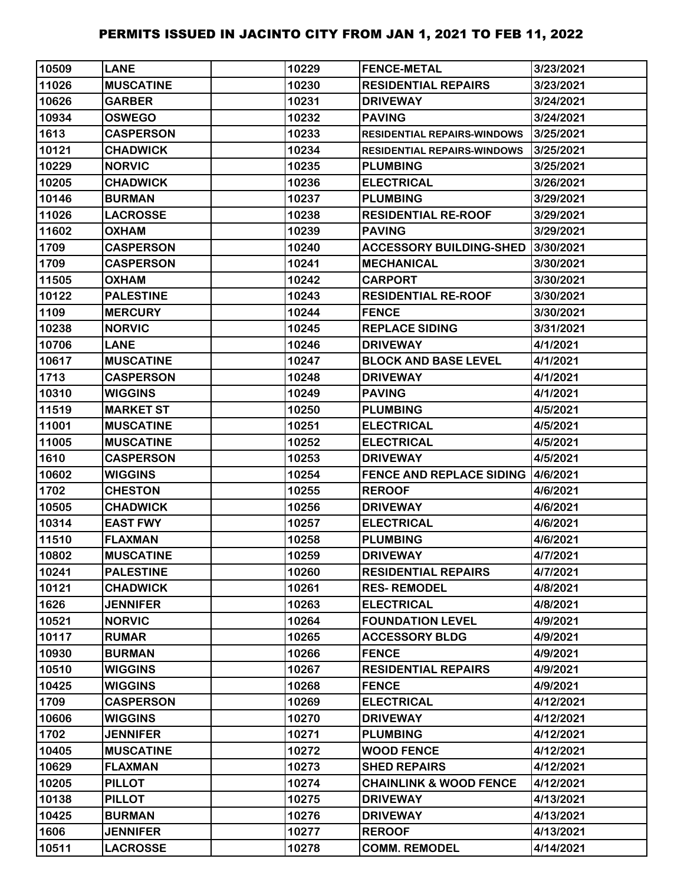| 10509 | LANE | | 10229 | FENCE-METAL | 3/23/2021 |
|---|---|---|---|---|---|
| 11026 | MUSCATINE | | 10230 | RESIDENTIAL REPAIRS | 3/23/2021 |
| 10626 | GARBER | | 10231 | DRIVEWAY | 3/24/2021 |
| 10934 | OSWEGO | | 10232 | PAVING | 3/24/2021 |
| 1613 | CASPERSON | | 10233 | RESIDENTIAL REPAIRS-WINDOWS | 3/25/2021 |
| 10121 | CHADWICK | | 10234 | RESIDENTIAL REPAIRS-WINDOWS | 3/25/2021 |
| 10229 | NORVIC | | 10235 | PLUMBING | 3/25/2021 |
| 10205 | CHADWICK | | 10236 | ELECTRICAL | 3/26/2021 |
| 10146 | BURMAN | | 10237 | PLUMBING | 3/29/2021 |
| 11026 | LACROSSE | | 10238 | RESIDENTIAL RE-ROOF | 3/29/2021 |
| 11602 | OXHAM | | 10239 | PAVING | 3/29/2021 |
| 1709 | CASPERSON | | 10240 | ACCESSORY BUILDING-SHED | 3/30/2021 |
| 1709 | CASPERSON | | 10241 | MECHANICAL | 3/30/2021 |
| 11505 | OXHAM | | 10242 | CARPORT | 3/30/2021 |
| 10122 | PALESTINE | | 10243 | RESIDENTIAL RE-ROOF | 3/30/2021 |
| 1109 | MERCURY | | 10244 | FENCE | 3/30/2021 |
| 10238 | NORVIC | | 10245 | REPLACE SIDING | 3/31/2021 |
| 10706 | LANE | | 10246 | DRIVEWAY | 4/1/2021 |
| 10617 | MUSCATINE | | 10247 | BLOCK AND BASE LEVEL | 4/1/2021 |
| 1713 | CASPERSON | | 10248 | DRIVEWAY | 4/1/2021 |
| 10310 | WIGGINS | | 10249 | PAVING | 4/1/2021 |
| 11519 | MARKET ST | | 10250 | PLUMBING | 4/5/2021 |
| 11001 | MUSCATINE | | 10251 | ELECTRICAL | 4/5/2021 |
| 11005 | MUSCATINE | | 10252 | ELECTRICAL | 4/5/2021 |
| 1610 | CASPERSON | | 10253 | DRIVEWAY | 4/5/2021 |
| 10602 | WIGGINS | | 10254 | FENCE AND REPLACE SIDING | 4/6/2021 |
| 1702 | CHESTON | | 10255 | REROOF | 4/6/2021 |
| 10505 | CHADWICK | | 10256 | DRIVEWAY | 4/6/2021 |
| 10314 | EAST FWY | | 10257 | ELECTRICAL | 4/6/2021 |
| 11510 | FLAXMAN | | 10258 | PLUMBING | 4/6/2021 |
| 10802 | MUSCATINE | | 10259 | DRIVEWAY | 4/7/2021 |
| 10241 | PALESTINE | | 10260 | RESIDENTIAL REPAIRS | 4/7/2021 |
| 10121 | CHADWICK | | 10261 | RES- REMODEL | 4/8/2021 |
| 1626 | JENNIFER | | 10263 | ELECTRICAL | 4/8/2021 |
| 10521 | NORVIC | | 10264 | FOUNDATION LEVEL | 4/9/2021 |
| 10117 | RUMAR | | 10265 | ACCESSORY BLDG | 4/9/2021 |
| 10930 | BURMAN | | 10266 | FENCE | 4/9/2021 |
| 10510 | WIGGINS | | 10267 | RESIDENTIAL REPAIRS | 4/9/2021 |
| 10425 | WIGGINS | | 10268 | FENCE | 4/9/2021 |
| 1709 | CASPERSON | | 10269 | ELECTRICAL | 4/12/2021 |
| 10606 | WIGGINS | | 10270 | DRIVEWAY | 4/12/2021 |
| 1702 | JENNIFER | | 10271 | PLUMBING | 4/12/2021 |
| 10405 | MUSCATINE | | 10272 | WOOD FENCE | 4/12/2021 |
| 10629 | FLAXMAN | | 10273 | SHED REPAIRS | 4/12/2021 |
| 10205 | PILLOT | | 10274 | CHAINLINK & WOOD FENCE | 4/12/2021 |
| 10138 | PILLOT | | 10275 | DRIVEWAY | 4/13/2021 |
| 10425 | BURMAN | | 10276 | DRIVEWAY | 4/13/2021 |
| 1606 | JENNIFER | | 10277 | REROOF | 4/13/2021 |
| 10511 | LACROSSE | | 10278 | COMM. REMODEL | 4/14/2021 |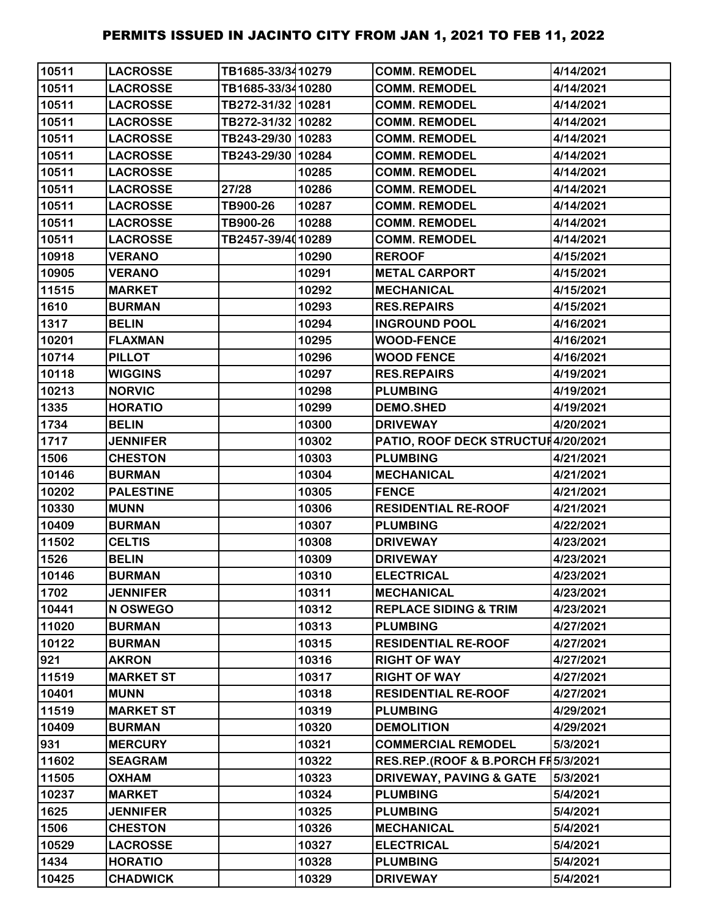# PERMITS ISSUED IN JACINTO CITY FROM JAN 1, 2021 TO FEB 11, 2022

| | | | | | |
|---|---|---|---|---|---|
| 10511 | LACROSSE | TB1685-33/34 | 10279 | COMM. REMODEL | 4/14/2021 |
| 10511 | LACROSSE | TB1685-33/34 | 10280 | COMM. REMODEL | 4/14/2021 |
| 10511 | LACROSSE | TB272-31/32 | 10281 | COMM. REMODEL | 4/14/2021 |
| 10511 | LACROSSE | TB272-31/32 | 10282 | COMM. REMODEL | 4/14/2021 |
| 10511 | LACROSSE | TB243-29/30 | 10283 | COMM. REMODEL | 4/14/2021 |
| 10511 | LACROSSE | TB243-29/30 | 10284 | COMM. REMODEL | 4/14/2021 |
| 10511 | LACROSSE | | 10285 | COMM. REMODEL | 4/14/2021 |
| 10511 | LACROSSE | 27/28 | 10286 | COMM. REMODEL | 4/14/2021 |
| 10511 | LACROSSE | TB900-26 | 10287 | COMM. REMODEL | 4/14/2021 |
| 10511 | LACROSSE | TB900-26 | 10288 | COMM. REMODEL | 4/14/2021 |
| 10511 | LACROSSE | TB2457-39/40 | 10289 | COMM. REMODEL | 4/14/2021 |
| 10918 | VERANO | | 10290 | REROOF | 4/15/2021 |
| 10905 | VERANO | | 10291 | METAL CARPORT | 4/15/2021 |
| 11515 | MARKET | | 10292 | MECHANICAL | 4/15/2021 |
| 1610 | BURMAN | | 10293 | RES.REPAIRS | 4/15/2021 |
| 1317 | BELIN | | 10294 | INGROUND POOL | 4/16/2021 |
| 10201 | FLAXMAN | | 10295 | WOOD-FENCE | 4/16/2021 |
| 10714 | PILLOT | | 10296 | WOOD FENCE | 4/16/2021 |
| 10118 | WIGGINS | | 10297 | RES.REPAIRS | 4/19/2021 |
| 10213 | NORVIC | | 10298 | PLUMBING | 4/19/2021 |
| 1335 | HORATIO | | 10299 | DEMO.SHED | 4/19/2021 |
| 1734 | BELIN | | 10300 | DRIVEWAY | 4/20/2021 |
| 1717 | JENNIFER | | 10302 | PATIO, ROOF DECK STRUCTUR | 4/20/2021 |
| 1506 | CHESTON | | 10303 | PLUMBING | 4/21/2021 |
| 10146 | BURMAN | | 10304 | MECHANICAL | 4/21/2021 |
| 10202 | PALESTINE | | 10305 | FENCE | 4/21/2021 |
| 10330 | MUNN | | 10306 | RESIDENTIAL RE-ROOF | 4/21/2021 |
| 10409 | BURMAN | | 10307 | PLUMBING | 4/22/2021 |
| 11502 | CELTIS | | 10308 | DRIVEWAY | 4/23/2021 |
| 1526 | BELIN | | 10309 | DRIVEWAY | 4/23/2021 |
| 10146 | BURMAN | | 10310 | ELECTRICAL | 4/23/2021 |
| 1702 | JENNIFER | | 10311 | MECHANICAL | 4/23/2021 |
| 10441 | N OSWEGO | | 10312 | REPLACE SIDING & TRIM | 4/23/2021 |
| 11020 | BURMAN | | 10313 | PLUMBING | 4/27/2021 |
| 10122 | BURMAN | | 10315 | RESIDENTIAL RE-ROOF | 4/27/2021 |
| 921 | AKRON | | 10316 | RIGHT OF WAY | 4/27/2021 |
| 11519 | MARKET ST | | 10317 | RIGHT OF WAY | 4/27/2021 |
| 10401 | MUNN | | 10318 | RESIDENTIAL RE-ROOF | 4/27/2021 |
| 11519 | MARKET ST | | 10319 | PLUMBING | 4/29/2021 |
| 10409 | BURMAN | | 10320 | DEMOLITION | 4/29/2021 |
| 931 | MERCURY | | 10321 | COMMERCIAL REMODEL | 5/3/2021 |
| 11602 | SEAGRAM | | 10322 | RES.REP.(ROOF & B.PORCH FR | 5/3/2021 |
| 11505 | OXHAM | | 10323 | DRIVEWAY, PAVING & GATE | 5/3/2021 |
| 10237 | MARKET | | 10324 | PLUMBING | 5/4/2021 |
| 1625 | JENNIFER | | 10325 | PLUMBING | 5/4/2021 |
| 1506 | CHESTON | | 10326 | MECHANICAL | 5/4/2021 |
| 10529 | LACROSSE | | 10327 | ELECTRICAL | 5/4/2021 |
| 1434 | HORATIO | | 10328 | PLUMBING | 5/4/2021 |
| 10425 | CHADWICK | | 10329 | DRIVEWAY | 5/4/2021 |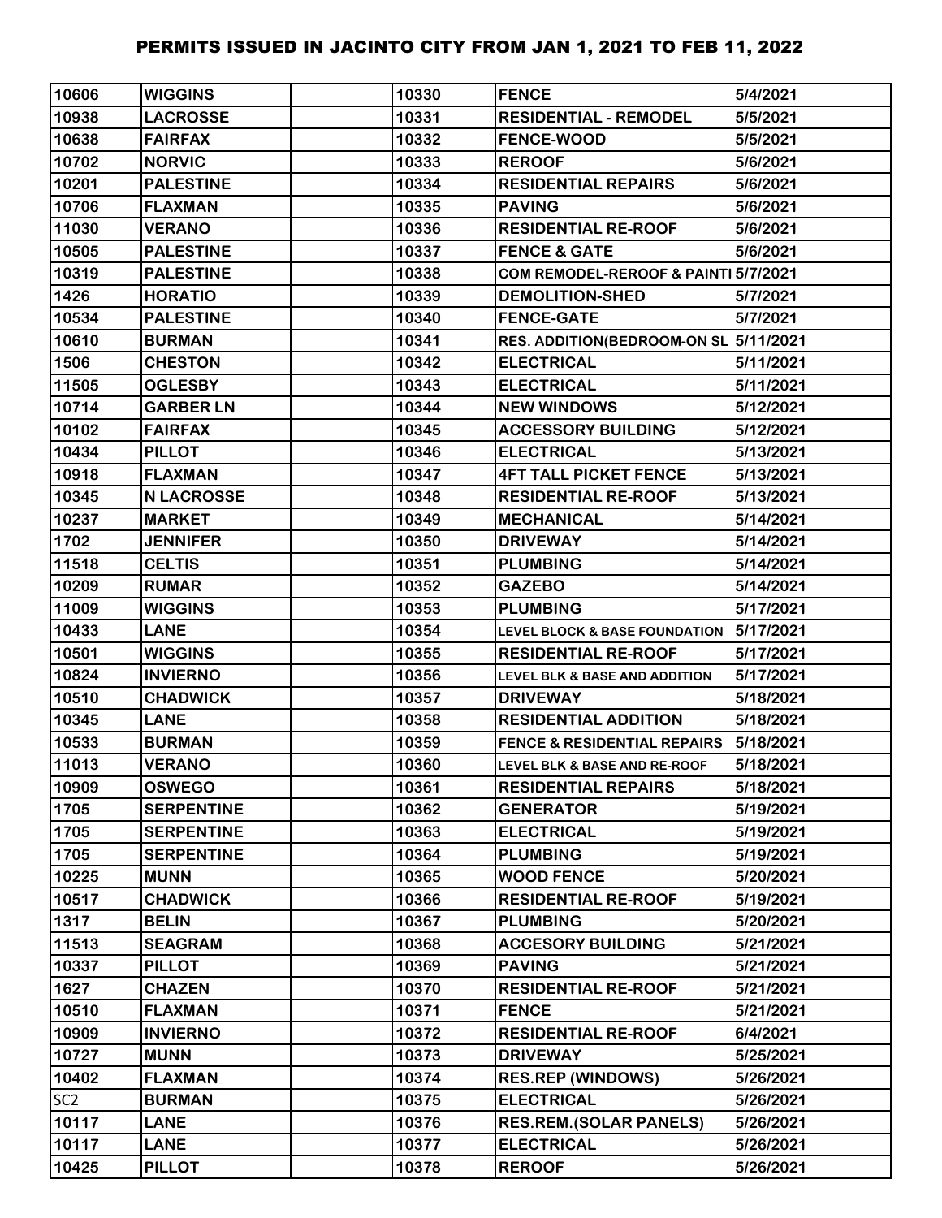# PERMITS ISSUED IN JACINTO CITY FROM JAN 1, 2021 TO FEB 11, 2022

| | | | | | |
|---|---|---|---|---|---|
| 10606 | WIGGINS | | 10330 | FENCE | 5/4/2021 |
| 10938 | LACROSSE | | 10331 | RESIDENTIAL - REMODEL | 5/5/2021 |
| 10638 | FAIRFAX | | 10332 | FENCE-WOOD | 5/5/2021 |
| 10702 | NORVIC | | 10333 | REROOF | 5/6/2021 |
| 10201 | PALESTINE | | 10334 | RESIDENTIAL REPAIRS | 5/6/2021 |
| 10706 | FLAXMAN | | 10335 | PAVING | 5/6/2021 |
| 11030 | VERANO | | 10336 | RESIDENTIAL RE-ROOF | 5/6/2021 |
| 10505 | PALESTINE | | 10337 | FENCE & GATE | 5/6/2021 |
| 10319 | PALESTINE | | 10338 | COM REMODEL-REROOF & PAINTI | 5/7/2021 |
| 1426 | HORATIO | | 10339 | DEMOLITION-SHED | 5/7/2021 |
| 10534 | PALESTINE | | 10340 | FENCE-GATE | 5/7/2021 |
| 10610 | BURMAN | | 10341 | RES. ADDITION(BEDROOM-ON SL | 5/11/2021 |
| 1506 | CHESTON | | 10342 | ELECTRICAL | 5/11/2021 |
| 11505 | OGLESBY | | 10343 | ELECTRICAL | 5/11/2021 |
| 10714 | GARBER LN | | 10344 | NEW WINDOWS | 5/12/2021 |
| 10102 | FAIRFAX | | 10345 | ACCESSORY BUILDING | 5/12/2021 |
| 10434 | PILLOT | | 10346 | ELECTRICAL | 5/13/2021 |
| 10918 | FLAXMAN | | 10347 | 4FT TALL PICKET FENCE | 5/13/2021 |
| 10345 | N LACROSSE | | 10348 | RESIDENTIAL RE-ROOF | 5/13/2021 |
| 10237 | MARKET | | 10349 | MECHANICAL | 5/14/2021 |
| 1702 | JENNIFER | | 10350 | DRIVEWAY | 5/14/2021 |
| 11518 | CELTIS | | 10351 | PLUMBING | 5/14/2021 |
| 10209 | RUMAR | | 10352 | GAZEBO | 5/14/2021 |
| 11009 | WIGGINS | | 10353 | PLUMBING | 5/17/2021 |
| 10433 | LANE | | 10354 | LEVEL BLOCK & BASE FOUNDATION | 5/17/2021 |
| 10501 | WIGGINS | | 10355 | RESIDENTIAL RE-ROOF | 5/17/2021 |
| 10824 | INVIERNO | | 10356 | LEVEL BLK & BASE AND ADDITION | 5/17/2021 |
| 10510 | CHADWICK | | 10357 | DRIVEWAY | 5/18/2021 |
| 10345 | LANE | | 10358 | RESIDENTIAL ADDITION | 5/18/2021 |
| 10533 | BURMAN | | 10359 | FENCE & RESIDENTIAL REPAIRS | 5/18/2021 |
| 11013 | VERANO | | 10360 | LEVEL BLK & BASE AND RE-ROOF | 5/18/2021 |
| 10909 | OSWEGO | | 10361 | RESIDENTIAL REPAIRS | 5/18/2021 |
| 1705 | SERPENTINE | | 10362 | GENERATOR | 5/19/2021 |
| 1705 | SERPENTINE | | 10363 | ELECTRICAL | 5/19/2021 |
| 1705 | SERPENTINE | | 10364 | PLUMBING | 5/19/2021 |
| 10225 | MUNN | | 10365 | WOOD FENCE | 5/20/2021 |
| 10517 | CHADWICK | | 10366 | RESIDENTIAL RE-ROOF | 5/19/2021 |
| 1317 | BELIN | | 10367 | PLUMBING | 5/20/2021 |
| 11513 | SEAGRAM | | 10368 | ACCESORY BUILDING | 5/21/2021 |
| 10337 | PILLOT | | 10369 | PAVING | 5/21/2021 |
| 1627 | CHAZEN | | 10370 | RESIDENTIAL RE-ROOF | 5/21/2021 |
| 10510 | FLAXMAN | | 10371 | FENCE | 5/21/2021 |
| 10909 | INVIERNO | | 10372 | RESIDENTIAL RE-ROOF | 6/4/2021 |
| 10727 | MUNN | | 10373 | DRIVEWAY | 5/25/2021 |
| 10402 | FLAXMAN | | 10374 | RES.REP (WINDOWS) | 5/26/2021 |
| SC2 | BURMAN | | 10375 | ELECTRICAL | 5/26/2021 |
| 10117 | LANE | | 10376 | RES.REM.(SOLAR PANELS) | 5/26/2021 |
| 10117 | LANE | | 10377 | ELECTRICAL | 5/26/2021 |
| 10425 | PILLOT | | 10378 | REROOF | 5/26/2021 |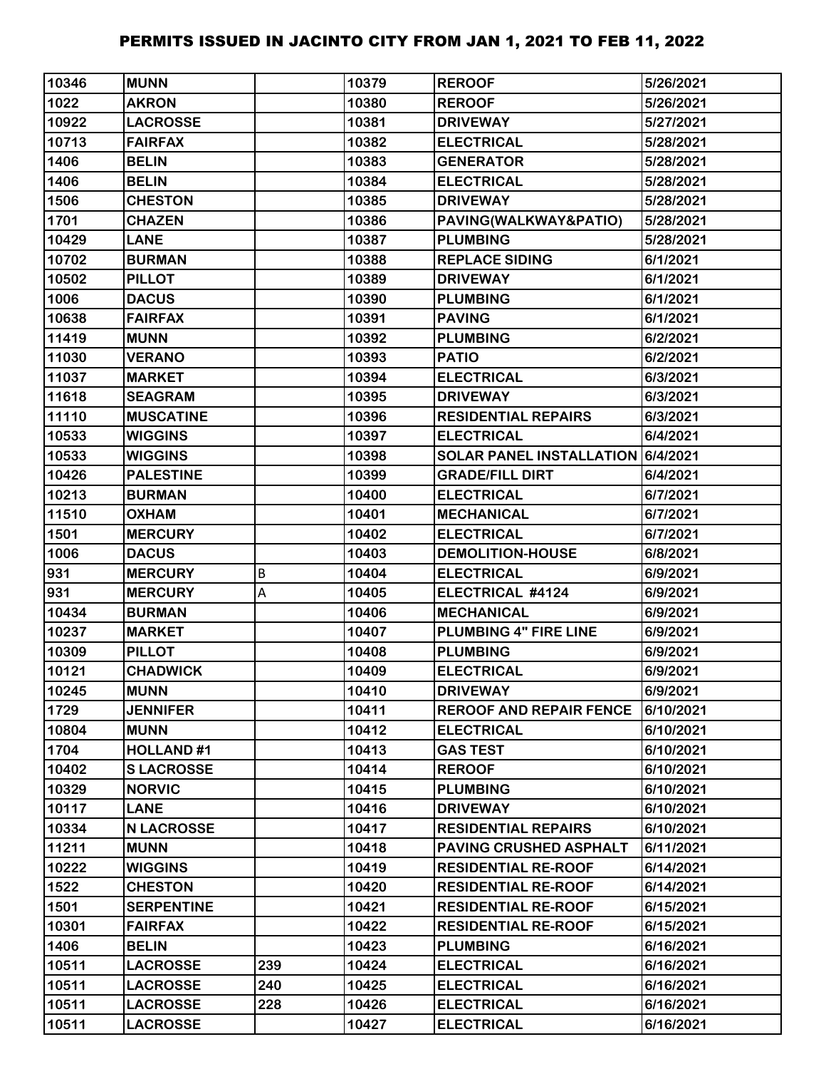# PERMITS ISSUED IN JACINTO CITY FROM JAN 1, 2021 TO FEB 11, 2022

| | | | | | |
|---|---|---|---|---|---|
| 10346 | MUNN | | 10379 | REROOF | 5/26/2021 |
| 1022 | AKRON | | 10380 | REROOF | 5/26/2021 |
| 10922 | LACROSSE | | 10381 | DRIVEWAY | 5/27/2021 |
| 10713 | FAIRFAX | | 10382 | ELECTRICAL | 5/28/2021 |
| 1406 | BELIN | | 10383 | GENERATOR | 5/28/2021 |
| 1406 | BELIN | | 10384 | ELECTRICAL | 5/28/2021 |
| 1506 | CHESTON | | 10385 | DRIVEWAY | 5/28/2021 |
| 1701 | CHAZEN | | 10386 | PAVING(WALKWAY&PATIO) | 5/28/2021 |
| 10429 | LANE | | 10387 | PLUMBING | 5/28/2021 |
| 10702 | BURMAN | | 10388 | REPLACE SIDING | 6/1/2021 |
| 10502 | PILLOT | | 10389 | DRIVEWAY | 6/1/2021 |
| 1006 | DACUS | | 10390 | PLUMBING | 6/1/2021 |
| 10638 | FAIRFAX | | 10391 | PAVING | 6/1/2021 |
| 11419 | MUNN | | 10392 | PLUMBING | 6/2/2021 |
| 11030 | VERANO | | 10393 | PATIO | 6/2/2021 |
| 11037 | MARKET | | 10394 | ELECTRICAL | 6/3/2021 |
| 11618 | SEAGRAM | | 10395 | DRIVEWAY | 6/3/2021 |
| 11110 | MUSCATINE | | 10396 | RESIDENTIAL REPAIRS | 6/3/2021 |
| 10533 | WIGGINS | | 10397 | ELECTRICAL | 6/4/2021 |
| 10533 | WIGGINS | | 10398 | SOLAR PANEL INSTALLATION | 6/4/2021 |
| 10426 | PALESTINE | | 10399 | GRADE/FILL DIRT | 6/4/2021 |
| 10213 | BURMAN | | 10400 | ELECTRICAL | 6/7/2021 |
| 11510 | OXHAM | | 10401 | MECHANICAL | 6/7/2021 |
| 1501 | MERCURY | | 10402 | ELECTRICAL | 6/7/2021 |
| 1006 | DACUS | | 10403 | DEMOLITION-HOUSE | 6/8/2021 |
| 931 | MERCURY | B | 10404 | ELECTRICAL | 6/9/2021 |
| 931 | MERCURY | A | 10405 | ELECTRICAL #4124 | 6/9/2021 |
| 10434 | BURMAN | | 10406 | MECHANICAL | 6/9/2021 |
| 10237 | MARKET | | 10407 | PLUMBING 4" FIRE LINE | 6/9/2021 |
| 10309 | PILLOT | | 10408 | PLUMBING | 6/9/2021 |
| 10121 | CHADWICK | | 10409 | ELECTRICAL | 6/9/2021 |
| 10245 | MUNN | | 10410 | DRIVEWAY | 6/9/2021 |
| 1729 | JENNIFER | | 10411 | REROOF AND REPAIR FENCE | 6/10/2021 |
| 10804 | MUNN | | 10412 | ELECTRICAL | 6/10/2021 |
| 1704 | HOLLAND #1 | | 10413 | GAS TEST | 6/10/2021 |
| 10402 | S LACROSSE | | 10414 | REROOF | 6/10/2021 |
| 10329 | NORVIC | | 10415 | PLUMBING | 6/10/2021 |
| 10117 | LANE | | 10416 | DRIVEWAY | 6/10/2021 |
| 10334 | N LACROSSE | | 10417 | RESIDENTIAL REPAIRS | 6/10/2021 |
| 11211 | MUNN | | 10418 | PAVING CRUSHED ASPHALT | 6/11/2021 |
| 10222 | WIGGINS | | 10419 | RESIDENTIAL RE-ROOF | 6/14/2021 |
| 1522 | CHESTON | | 10420 | RESIDENTIAL RE-ROOF | 6/14/2021 |
| 1501 | SERPENTINE | | 10421 | RESIDENTIAL RE-ROOF | 6/15/2021 |
| 10301 | FAIRFAX | | 10422 | RESIDENTIAL RE-ROOF | 6/15/2021 |
| 1406 | BELIN | | 10423 | PLUMBING | 6/16/2021 |
| 10511 | LACROSSE | 239 | 10424 | ELECTRICAL | 6/16/2021 |
| 10511 | LACROSSE | 240 | 10425 | ELECTRICAL | 6/16/2021 |
| 10511 | LACROSSE | 228 | 10426 | ELECTRICAL | 6/16/2021 |
| 10511 | LACROSSE | | 10427 | ELECTRICAL | 6/16/2021 |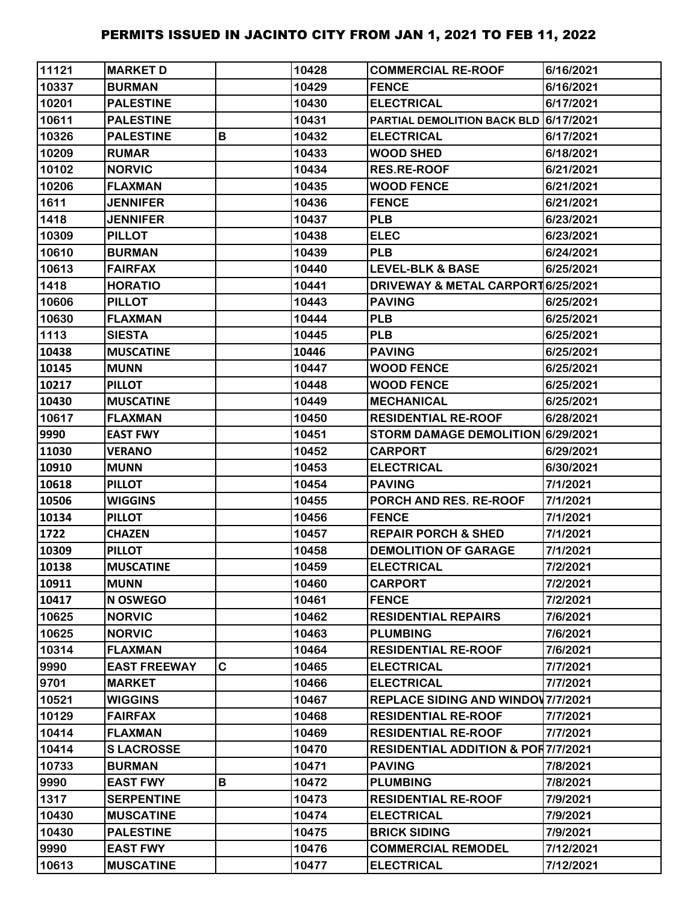# PERMITS ISSUED IN JACINTO CITY FROM JAN 1, 2021 TO FEB 11, 2022

| | | | | | |
|---|---|---|---|---|---|
| 11121 | MARKET D | | 10428 | COMMERCIAL RE-ROOF | 6/16/2021 |
| 10337 | BURMAN | | 10429 | FENCE | 6/16/2021 |
| 10201 | PALESTINE | | 10430 | ELECTRICAL | 6/17/2021 |
| 10611 | PALESTINE | | 10431 | PARTIAL DEMOLITION BACK BLD | 6/17/2021 |
| 10326 | PALESTINE | B | 10432 | ELECTRICAL | 6/17/2021 |
| 10209 | RUMAR | | 10433 | WOOD SHED | 6/18/2021 |
| 10102 | NORVIC | | 10434 | RES.RE-ROOF | 6/21/2021 |
| 10206 | FLAXMAN | | 10435 | WOOD FENCE | 6/21/2021 |
| 1611 | JENNIFER | | 10436 | FENCE | 6/21/2021 |
| 1418 | JENNIFER | | 10437 | PLB | 6/23/2021 |
| 10309 | PILLOT | | 10438 | ELEC | 6/23/2021 |
| 10610 | BURMAN | | 10439 | PLB | 6/24/2021 |
| 10613 | FAIRFAX | | 10440 | LEVEL-BLK & BASE | 6/25/2021 |
| 1418 | HORATIO | | 10441 | DRIVEWAY & METAL CARPORT | 6/25/2021 |
| 10606 | PILLOT | | 10443 | PAVING | 6/25/2021 |
| 10630 | FLAXMAN | | 10444 | PLB | 6/25/2021 |
| 1113 | SIESTA | | 10445 | PLB | 6/25/2021 |
| 10438 | MUSCATINE | | 10446 | PAVING | 6/25/2021 |
| 10145 | MUNN | | 10447 | WOOD FENCE | 6/25/2021 |
| 10217 | PILLOT | | 10448 | WOOD FENCE | 6/25/2021 |
| 10430 | MUSCATINE | | 10449 | MECHANICAL | 6/25/2021 |
| 10617 | FLAXMAN | | 10450 | RESIDENTIAL RE-ROOF | 6/28/2021 |
| 9990 | EAST FWY | | 10451 | STORM DAMAGE DEMOLITION | 6/29/2021 |
| 11030 | VERANO | | 10452 | CARPORT | 6/29/2021 |
| 10910 | MUNN | | 10453 | ELECTRICAL | 6/30/2021 |
| 10618 | PILLOT | | 10454 | PAVING | 7/1/2021 |
| 10506 | WIGGINS | | 10455 | PORCH AND RES. RE-ROOF | 7/1/2021 |
| 10134 | PILLOT | | 10456 | FENCE | 7/1/2021 |
| 1722 | CHAZEN | | 10457 | REPAIR PORCH & SHED | 7/1/2021 |
| 10309 | PILLOT | | 10458 | DEMOLITION OF GARAGE | 7/1/2021 |
| 10138 | MUSCATINE | | 10459 | ELECTRICAL | 7/2/2021 |
| 10911 | MUNN | | 10460 | CARPORT | 7/2/2021 |
| 10417 | N OSWEGO | | 10461 | FENCE | 7/2/2021 |
| 10625 | NORVIC | | 10462 | RESIDENTIAL REPAIRS | 7/6/2021 |
| 10625 | NORVIC | | 10463 | PLUMBING | 7/6/2021 |
| 10314 | FLAXMAN | | 10464 | RESIDENTIAL RE-ROOF | 7/6/2021 |
| 9990 | EAST FREEWAY | C | 10465 | ELECTRICAL | 7/7/2021 |
| 9701 | MARKET | | 10466 | ELECTRICAL | 7/7/2021 |
| 10521 | WIGGINS | | 10467 | REPLACE SIDING AND WINDOV | 7/7/2021 |
| 10129 | FAIRFAX | | 10468 | RESIDENTIAL RE-ROOF | 7/7/2021 |
| 10414 | FLAXMAN | | 10469 | RESIDENTIAL RE-ROOF | 7/7/2021 |
| 10414 | S LACROSSE | | 10470 | RESIDENTIAL ADDITION & POR | 7/7/2021 |
| 10733 | BURMAN | | 10471 | PAVING | 7/8/2021 |
| 9990 | EAST FWY | B | 10472 | PLUMBING | 7/8/2021 |
| 1317 | SERPENTINE | | 10473 | RESIDENTIAL RE-ROOF | 7/9/2021 |
| 10430 | MUSCATINE | | 10474 | ELECTRICAL | 7/9/2021 |
| 10430 | PALESTINE | | 10475 | BRICK SIDING | 7/9/2021 |
| 9990 | EAST FWY | | 10476 | COMMERCIAL REMODEL | 7/12/2021 |
| 10613 | MUSCATINE | | 10477 | ELECTRICAL | 7/12/2021 |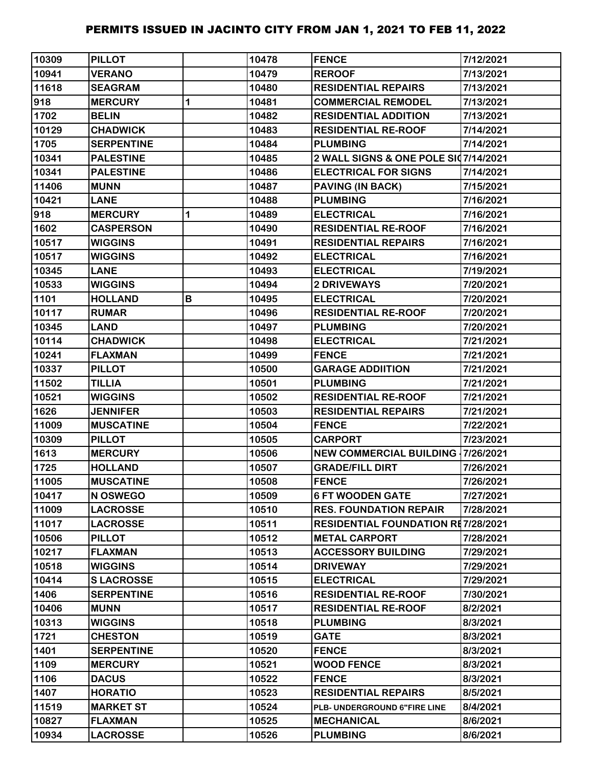# PERMITS ISSUED IN JACINTO CITY FROM JAN 1, 2021 TO FEB 11, 2022

| | | | | | |
|---|---|---|---|---|---|
| 10309 | PILLOT | | 10478 | FENCE | 7/12/2021 |
| 10941 | VERANO | | 10479 | REROOF | 7/13/2021 |
| 11618 | SEAGRAM | | 10480 | RESIDENTIAL REPAIRS | 7/13/2021 |
| 918 | MERCURY | 1 | 10481 | COMMERCIAL REMODEL | 7/13/2021 |
| 1702 | BELIN | | 10482 | RESIDENTIAL ADDITION | 7/13/2021 |
| 10129 | CHADWICK | | 10483 | RESIDENTIAL RE-ROOF | 7/14/2021 |
| 1705 | SERPENTINE | | 10484 | PLUMBING | 7/14/2021 |
| 10341 | PALESTINE | | 10485 | 2 WALL SIGNS & ONE POLE SI | 7/14/2021 |
| 10341 | PALESTINE | | 10486 | ELECTRICAL FOR SIGNS | 7/14/2021 |
| 11406 | MUNN | | 10487 | PAVING (IN BACK) | 7/15/2021 |
| 10421 | LANE | | 10488 | PLUMBING | 7/16/2021 |
| 918 | MERCURY | 1 | 10489 | ELECTRICAL | 7/16/2021 |
| 1602 | CASPERSON | | 10490 | RESIDENTIAL RE-ROOF | 7/16/2021 |
| 10517 | WIGGINS | | 10491 | RESIDENTIAL REPAIRS | 7/16/2021 |
| 10517 | WIGGINS | | 10492 | ELECTRICAL | 7/16/2021 |
| 10345 | LANE | | 10493 | ELECTRICAL | 7/19/2021 |
| 10533 | WIGGINS | | 10494 | 2 DRIVEWAYS | 7/20/2021 |
| 1101 | HOLLAND | B | 10495 | ELECTRICAL | 7/20/2021 |
| 10117 | RUMAR | | 10496 | RESIDENTIAL RE-ROOF | 7/20/2021 |
| 10345 | LAND | | 10497 | PLUMBING | 7/20/2021 |
| 10114 | CHADWICK | | 10498 | ELECTRICAL | 7/21/2021 |
| 10241 | FLAXMAN | | 10499 | FENCE | 7/21/2021 |
| 10337 | PILLOT | | 10500 | GARAGE ADDIITION | 7/21/2021 |
| 11502 | TILLIA | | 10501 | PLUMBING | 7/21/2021 |
| 10521 | WIGGINS | | 10502 | RESIDENTIAL RE-ROOF | 7/21/2021 |
| 1626 | JENNIFER | | 10503 | RESIDENTIAL REPAIRS | 7/21/2021 |
| 11009 | MUSCATINE | | 10504 | FENCE | 7/22/2021 |
| 10309 | PILLOT | | 10505 | CARPORT | 7/23/2021 |
| 1613 | MERCURY | | 10506 | NEW COMMERCIAL BUILDING - | 7/26/2021 |
| 1725 | HOLLAND | | 10507 | GRADE/FILL DIRT | 7/26/2021 |
| 11005 | MUSCATINE | | 10508 | FENCE | 7/26/2021 |
| 10417 | N OSWEGO | | 10509 | 6 FT WOODEN GATE | 7/27/2021 |
| 11009 | LACROSSE | | 10510 | RES. FOUNDATION REPAIR | 7/28/2021 |
| 11017 | LACROSSE | | 10511 | RESIDENTIAL FOUNDATION RE | 7/28/2021 |
| 10506 | PILLOT | | 10512 | METAL CARPORT | 7/28/2021 |
| 10217 | FLAXMAN | | 10513 | ACCESSORY BUILDING | 7/29/2021 |
| 10518 | WIGGINS | | 10514 | DRIVEWAY | 7/29/2021 |
| 10414 | S LACROSSE | | 10515 | ELECTRICAL | 7/29/2021 |
| 1406 | SERPENTINE | | 10516 | RESIDENTIAL RE-ROOF | 7/30/2021 |
| 10406 | MUNN | | 10517 | RESIDENTIAL RE-ROOF | 8/2/2021 |
| 10313 | WIGGINS | | 10518 | PLUMBING | 8/3/2021 |
| 1721 | CHESTON | | 10519 | GATE | 8/3/2021 |
| 1401 | SERPENTINE | | 10520 | FENCE | 8/3/2021 |
| 1109 | MERCURY | | 10521 | WOOD FENCE | 8/3/2021 |
| 1106 | DACUS | | 10522 | FENCE | 8/3/2021 |
| 1407 | HORATIO | | 10523 | RESIDENTIAL REPAIRS | 8/5/2021 |
| 11519 | MARKET ST | | 10524 | PLB- UNDERGROUND 6"FIRE LINE | 8/4/2021 |
| 10827 | FLAXMAN | | 10525 | MECHANICAL | 8/6/2021 |
| 10934 | LACROSSE | | 10526 | PLUMBING | 8/6/2021 |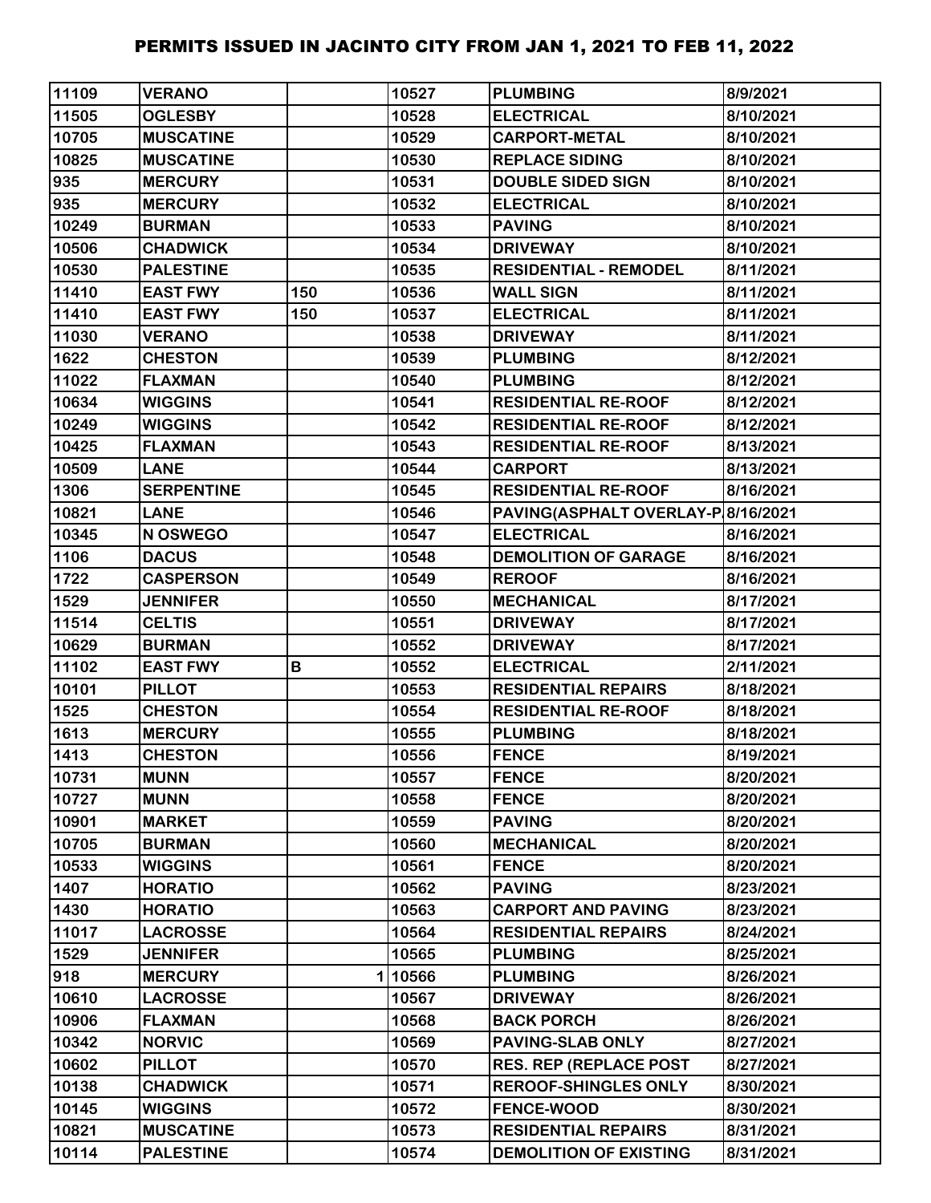| | | | | | |
|---|---|---|---|---|---|
| 11109 | VERANO | | 10527 | PLUMBING | 8/9/2021 |
| 11505 | OGLESBY | | 10528 | ELECTRICAL | 8/10/2021 |
| 10705 | MUSCATINE | | 10529 | CARPORT-METAL | 8/10/2021 |
| 10825 | MUSCATINE | | 10530 | REPLACE SIDING | 8/10/2021 |
| 935 | MERCURY | | 10531 | DOUBLE SIDED SIGN | 8/10/2021 |
| 935 | MERCURY | | 10532 | ELECTRICAL | 8/10/2021 |
| 10249 | BURMAN | | 10533 | PAVING | 8/10/2021 |
| 10506 | CHADWICK | | 10534 | DRIVEWAY | 8/10/2021 |
| 10530 | PALESTINE | | 10535 | RESIDENTIAL - REMODEL | 8/11/2021 |
| 11410 | EAST FWY | 150 | 10536 | WALL SIGN | 8/11/2021 |
| 11410 | EAST FWY | 150 | 10537 | ELECTRICAL | 8/11/2021 |
| 11030 | VERANO | | 10538 | DRIVEWAY | 8/11/2021 |
| 1622 | CHESTON | | 10539 | PLUMBING | 8/12/2021 |
| 11022 | FLAXMAN | | 10540 | PLUMBING | 8/12/2021 |
| 10634 | WIGGINS | | 10541 | RESIDENTIAL RE-ROOF | 8/12/2021 |
| 10249 | WIGGINS | | 10542 | RESIDENTIAL RE-ROOF | 8/12/2021 |
| 10425 | FLAXMAN | | 10543 | RESIDENTIAL RE-ROOF | 8/13/2021 |
| 10509 | LANE | | 10544 | CARPORT | 8/13/2021 |
| 1306 | SERPENTINE | | 10545 | RESIDENTIAL RE-ROOF | 8/16/2021 |
| 10821 | LANE | | 10546 | PAVING(ASPHALT OVERLAY-P | 8/16/2021 |
| 10345 | N OSWEGO | | 10547 | ELECTRICAL | 8/16/2021 |
| 1106 | DACUS | | 10548 | DEMOLITION OF GARAGE | 8/16/2021 |
| 1722 | CASPERSON | | 10549 | REROOF | 8/16/2021 |
| 1529 | JENNIFER | | 10550 | MECHANICAL | 8/17/2021 |
| 11514 | CELTIS | | 10551 | DRIVEWAY | 8/17/2021 |
| 10629 | BURMAN | | 10552 | DRIVEWAY | 8/17/2021 |
| 11102 | EAST FWY | B | 10552 | ELECTRICAL | 2/11/2021 |
| 10101 | PILLOT | | 10553 | RESIDENTIAL REPAIRS | 8/18/2021 |
| 1525 | CHESTON | | 10554 | RESIDENTIAL RE-ROOF | 8/18/2021 |
| 1613 | MERCURY | | 10555 | PLUMBING | 8/18/2021 |
| 1413 | CHESTON | | 10556 | FENCE | 8/19/2021 |
| 10731 | MUNN | | 10557 | FENCE | 8/20/2021 |
| 10727 | MUNN | | 10558 | FENCE | 8/20/2021 |
| 10901 | MARKET | | 10559 | PAVING | 8/20/2021 |
| 10705 | BURMAN | | 10560 | MECHANICAL | 8/20/2021 |
| 10533 | WIGGINS | | 10561 | FENCE | 8/20/2021 |
| 1407 | HORATIO | | 10562 | PAVING | 8/23/2021 |
| 1430 | HORATIO | | 10563 | CARPORT AND PAVING | 8/23/2021 |
| 11017 | LACROSSE | | 10564 | RESIDENTIAL REPAIRS | 8/24/2021 |
| 1529 | JENNIFER | | 10565 | PLUMBING | 8/25/2021 |
| 918 | MERCURY | 1 | 10566 | PLUMBING | 8/26/2021 |
| 10610 | LACROSSE | | 10567 | DRIVEWAY | 8/26/2021 |
| 10906 | FLAXMAN | | 10568 | BACK PORCH | 8/26/2021 |
| 10342 | NORVIC | | 10569 | PAVING-SLAB ONLY | 8/27/2021 |
| 10602 | PILLOT | | 10570 | RES. REP (REPLACE POST | 8/27/2021 |
| 10138 | CHADWICK | | 10571 | REROOF-SHINGLES ONLY | 8/30/2021 |
| 10145 | WIGGINS | | 10572 | FENCE-WOOD | 8/30/2021 |
| 10821 | MUSCATINE | | 10573 | RESIDENTIAL REPAIRS | 8/31/2021 |
| 10114 | PALESTINE | | 10574 | DEMOLITION OF EXISTING | 8/31/2021 |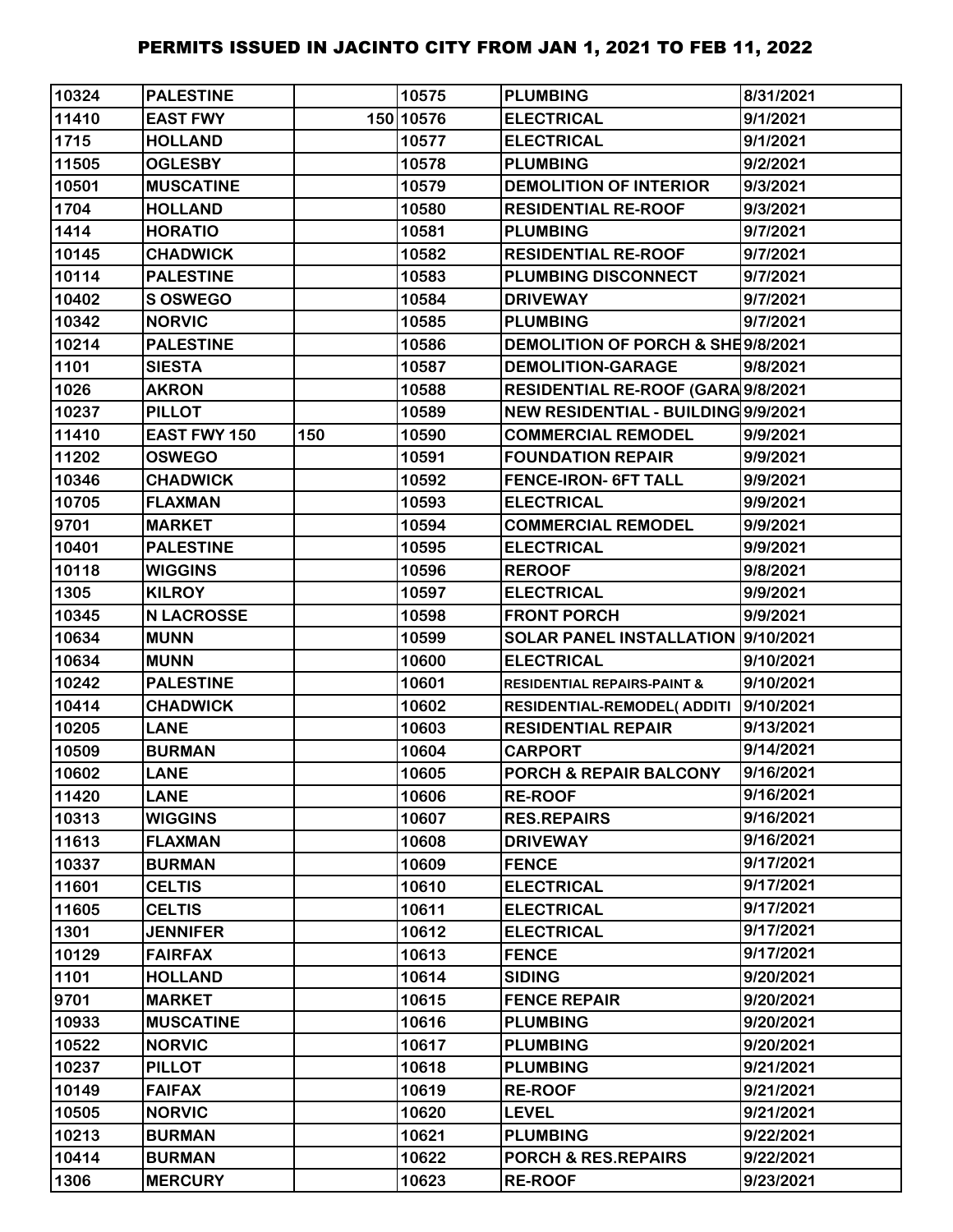# PERMITS ISSUED IN JACINTO CITY FROM JAN 1, 2021 TO FEB 11, 2022

| | | | | | |
|---|---|---|---|---|---|
| 10324 | PALESTINE | | 10575 | PLUMBING | 8/31/2021 |
| 11410 | EAST FWY | 150 | 10576 | ELECTRICAL | 9/1/2021 |
| 1715 | HOLLAND | | 10577 | ELECTRICAL | 9/1/2021 |
| 11505 | OGLESBY | | 10578 | PLUMBING | 9/2/2021 |
| 10501 | MUSCATINE | | 10579 | DEMOLITION OF INTERIOR | 9/3/2021 |
| 1704 | HOLLAND | | 10580 | RESIDENTIAL RE-ROOF | 9/3/2021 |
| 1414 | HORATIO | | 10581 | PLUMBING | 9/7/2021 |
| 10145 | CHADWICK | | 10582 | RESIDENTIAL RE-ROOF | 9/7/2021 |
| 10114 | PALESTINE | | 10583 | PLUMBING DISCONNECT | 9/7/2021 |
| 10402 | S OSWEGO | | 10584 | DRIVEWAY | 9/7/2021 |
| 10342 | NORVIC | | 10585 | PLUMBING | 9/7/2021 |
| 10214 | PALESTINE | | 10586 | DEMOLITION OF PORCH & SHE | 9/8/2021 |
| 1101 | SIESTA | | 10587 | DEMOLITION-GARAGE | 9/8/2021 |
| 1026 | AKRON | | 10588 | RESIDENTIAL RE-ROOF (GARA | 9/8/2021 |
| 10237 | PILLOT | | 10589 | NEW RESIDENTIAL - BUILDING | 9/9/2021 |
| 11410 | EAST FWY 150 | 150 | 10590 | COMMERCIAL REMODEL | 9/9/2021 |
| 11202 | OSWEGO | | 10591 | FOUNDATION REPAIR | 9/9/2021 |
| 10346 | CHADWICK | | 10592 | FENCE-IRON- 6FT TALL | 9/9/2021 |
| 10705 | FLAXMAN | | 10593 | ELECTRICAL | 9/9/2021 |
| 9701 | MARKET | | 10594 | COMMERCIAL REMODEL | 9/9/2021 |
| 10401 | PALESTINE | | 10595 | ELECTRICAL | 9/9/2021 |
| 10118 | WIGGINS | | 10596 | REROOF | 9/8/2021 |
| 1305 | KILROY | | 10597 | ELECTRICAL | 9/9/2021 |
| 10345 | N LACROSSE | | 10598 | FRONT PORCH | 9/9/2021 |
| 10634 | MUNN | | 10599 | SOLAR PANEL INSTALLATION | 9/10/2021 |
| 10634 | MUNN | | 10600 | ELECTRICAL | 9/10/2021 |
| 10242 | PALESTINE | | 10601 | RESIDENTIAL REPAIRS-PAINT & | 9/10/2021 |
| 10414 | CHADWICK | | 10602 | RESIDENTIAL-REMODEL( ADDITI | 9/10/2021 |
| 10205 | LANE | | 10603 | RESIDENTIAL REPAIR | 9/13/2021 |
| 10509 | BURMAN | | 10604 | CARPORT | 9/14/2021 |
| 10602 | LANE | | 10605 | PORCH & REPAIR BALCONY | 9/16/2021 |
| 11420 | LANE | | 10606 | RE-ROOF | 9/16/2021 |
| 10313 | WIGGINS | | 10607 | RES.REPAIRS | 9/16/2021 |
| 11613 | FLAXMAN | | 10608 | DRIVEWAY | 9/16/2021 |
| 10337 | BURMAN | | 10609 | FENCE | 9/17/2021 |
| 11601 | CELTIS | | 10610 | ELECTRICAL | 9/17/2021 |
| 11605 | CELTIS | | 10611 | ELECTRICAL | 9/17/2021 |
| 1301 | JENNIFER | | 10612 | ELECTRICAL | 9/17/2021 |
| 10129 | FAIRFAX | | 10613 | FENCE | 9/17/2021 |
| 1101 | HOLLAND | | 10614 | SIDING | 9/20/2021 |
| 9701 | MARKET | | 10615 | FENCE REPAIR | 9/20/2021 |
| 10933 | MUSCATINE | | 10616 | PLUMBING | 9/20/2021 |
| 10522 | NORVIC | | 10617 | PLUMBING | 9/20/2021 |
| 10237 | PILLOT | | 10618 | PLUMBING | 9/21/2021 |
| 10149 | FAIFAX | | 10619 | RE-ROOF | 9/21/2021 |
| 10505 | NORVIC | | 10620 | LEVEL | 9/21/2021 |
| 10213 | BURMAN | | 10621 | PLUMBING | 9/22/2021 |
| 10414 | BURMAN | | 10622 | PORCH & RES.REPAIRS | 9/22/2021 |
| 1306 | MERCURY | | 10623 | RE-ROOF | 9/23/2021 |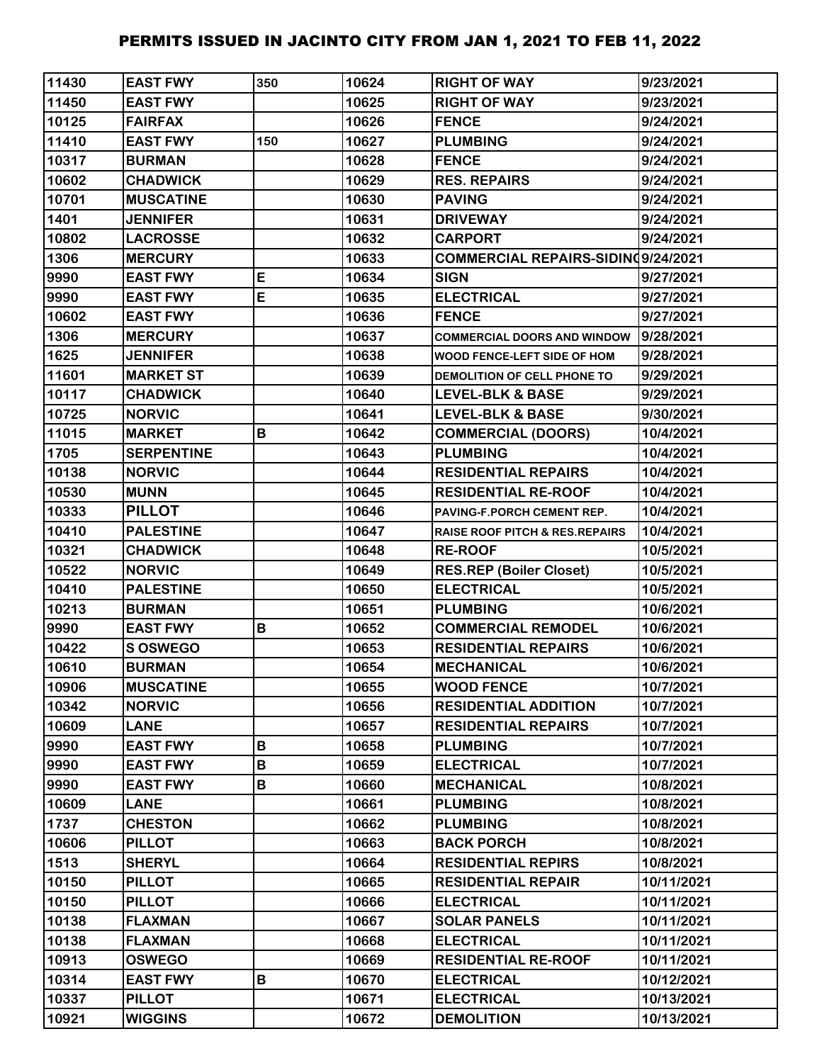# PERMITS ISSUED IN JACINTO CITY FROM JAN 1, 2021 TO FEB 11, 2022

| | | | | | |
|---|---|---|---|---|---|
| 11430 | EAST FWY | 350 | 10624 | RIGHT OF WAY | 9/23/2021 |
| 11450 | EAST FWY | | 10625 | RIGHT OF WAY | 9/23/2021 |
| 10125 | FAIRFAX | | 10626 | FENCE | 9/24/2021 |
| 11410 | EAST FWY | 150 | 10627 | PLUMBING | 9/24/2021 |
| 10317 | BURMAN | | 10628 | FENCE | 9/24/2021 |
| 10602 | CHADWICK | | 10629 | RES. REPAIRS | 9/24/2021 |
| 10701 | MUSCATINE | | 10630 | PAVING | 9/24/2021 |
| 1401 | JENNIFER | | 10631 | DRIVEWAY | 9/24/2021 |
| 10802 | LACROSSE | | 10632 | CARPORT | 9/24/2021 |
| 1306 | MERCURY | | 10633 | COMMERCIAL REPAIRS-SIDING | 9/24/2021 |
| 9990 | EAST FWY | E | 10634 | SIGN | 9/27/2021 |
| 9990 | EAST FWY | E | 10635 | ELECTRICAL | 9/27/2021 |
| 10602 | EAST FWY | | 10636 | FENCE | 9/27/2021 |
| 1306 | MERCURY | | 10637 | COMMERCIAL DOORS AND WINDOW | 9/28/2021 |
| 1625 | JENNIFER | | 10638 | WOOD FENCE-LEFT SIDE OF HOM | 9/28/2021 |
| 11601 | MARKET ST | | 10639 | DEMOLITION OF CELL PHONE TO | 9/29/2021 |
| 10117 | CHADWICK | | 10640 | LEVEL-BLK & BASE | 9/29/2021 |
| 10725 | NORVIC | | 10641 | LEVEL-BLK & BASE | 9/30/2021 |
| 11015 | MARKET | B | 10642 | COMMERCIAL (DOORS) | 10/4/2021 |
| 1705 | SERPENTINE | | 10643 | PLUMBING | 10/4/2021 |
| 10138 | NORVIC | | 10644 | RESIDENTIAL REPAIRS | 10/4/2021 |
| 10530 | MUNN | | 10645 | RESIDENTIAL RE-ROOF | 10/4/2021 |
| 10333 | PILLOT | | 10646 | PAVING-F.PORCH CEMENT REP. | 10/4/2021 |
| 10410 | PALESTINE | | 10647 | RAISE ROOF PITCH & RES.REPAIRS | 10/4/2021 |
| 10321 | CHADWICK | | 10648 | RE-ROOF | 10/5/2021 |
| 10522 | NORVIC | | 10649 | RES.REP (Boiler Closet) | 10/5/2021 |
| 10410 | PALESTINE | | 10650 | ELECTRICAL | 10/5/2021 |
| 10213 | BURMAN | | 10651 | PLUMBING | 10/6/2021 |
| 9990 | EAST FWY | B | 10652 | COMMERCIAL REMODEL | 10/6/2021 |
| 10422 | S OSWEGO | | 10653 | RESIDENTIAL REPAIRS | 10/6/2021 |
| 10610 | BURMAN | | 10654 | MECHANICAL | 10/6/2021 |
| 10906 | MUSCATINE | | 10655 | WOOD FENCE | 10/7/2021 |
| 10342 | NORVIC | | 10656 | RESIDENTIAL ADDITION | 10/7/2021 |
| 10609 | LANE | | 10657 | RESIDENTIAL REPAIRS | 10/7/2021 |
| 9990 | EAST FWY | B | 10658 | PLUMBING | 10/7/2021 |
| 9990 | EAST FWY | B | 10659 | ELECTRICAL | 10/7/2021 |
| 9990 | EAST FWY | B | 10660 | MECHANICAL | 10/8/2021 |
| 10609 | LANE | | 10661 | PLUMBING | 10/8/2021 |
| 1737 | CHESTON | | 10662 | PLUMBING | 10/8/2021 |
| 10606 | PILLOT | | 10663 | BACK PORCH | 10/8/2021 |
| 1513 | SHERYL | | 10664 | RESIDENTIAL REPIRS | 10/8/2021 |
| 10150 | PILLOT | | 10665 | RESIDENTIAL REPAIR | 10/11/2021 |
| 10150 | PILLOT | | 10666 | ELECTRICAL | 10/11/2021 |
| 10138 | FLAXMAN | | 10667 | SOLAR PANELS | 10/11/2021 |
| 10138 | FLAXMAN | | 10668 | ELECTRICAL | 10/11/2021 |
| 10913 | OSWEGO | | 10669 | RESIDENTIAL RE-ROOF | 10/11/2021 |
| 10314 | EAST FWY | B | 10670 | ELECTRICAL | 10/12/2021 |
| 10337 | PILLOT | | 10671 | ELECTRICAL | 10/13/2021 |
| 10921 | WIGGINS | | 10672 | DEMOLITION | 10/13/2021 |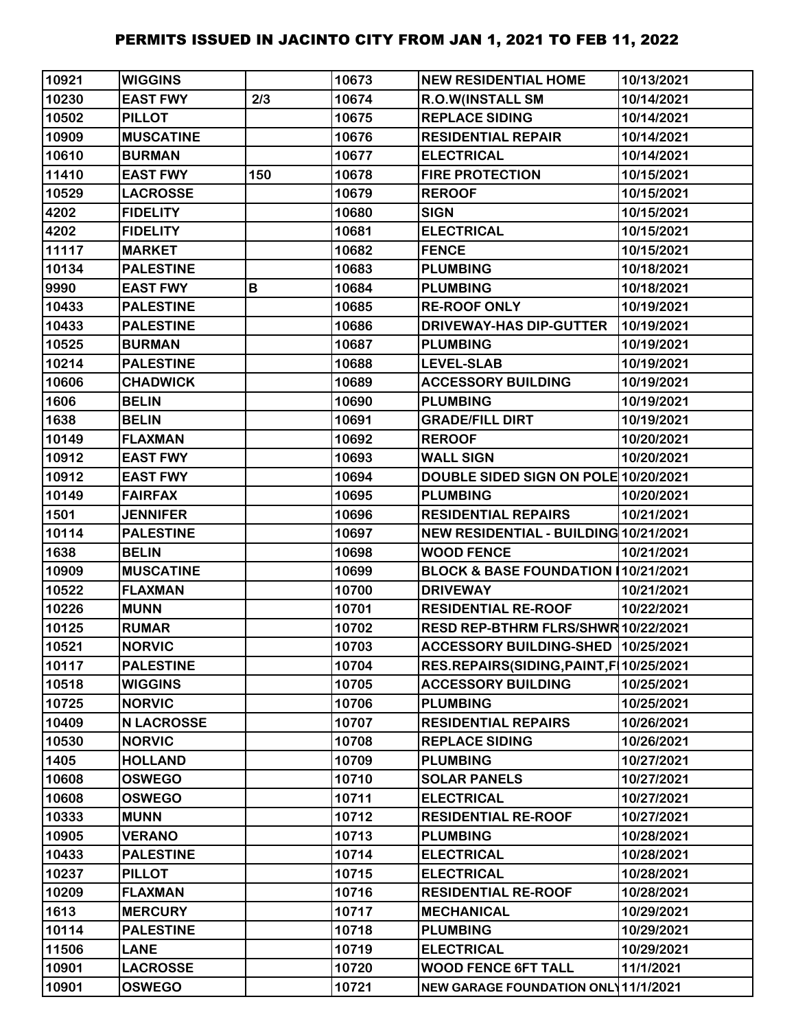| | | | | | |
|---|---|---|---|---|---|
| 10921 | WIGGINS | | 10673 | NEW RESIDENTIAL HOME | 10/13/2021 |
| 10230 | EAST FWY | 2/3 | 10674 | R.O.W(INSTALL SM | 10/14/2021 |
| 10502 | PILLOT | | 10675 | REPLACE SIDING | 10/14/2021 |
| 10909 | MUSCATINE | | 10676 | RESIDENTIAL REPAIR | 10/14/2021 |
| 10610 | BURMAN | | 10677 | ELECTRICAL | 10/14/2021 |
| 11410 | EAST FWY | 150 | 10678 | FIRE PROTECTION | 10/15/2021 |
| 10529 | LACROSSE | | 10679 | REROOF | 10/15/2021 |
| 4202 | FIDELITY | | 10680 | SIGN | 10/15/2021 |
| 4202 | FIDELITY | | 10681 | ELECTRICAL | 10/15/2021 |
| 11117 | MARKET | | 10682 | FENCE | 10/15/2021 |
| 10134 | PALESTINE | | 10683 | PLUMBING | 10/18/2021 |
| 9990 | EAST FWY | B | 10684 | PLUMBING | 10/18/2021 |
| 10433 | PALESTINE | | 10685 | RE-ROOF ONLY | 10/19/2021 |
| 10433 | PALESTINE | | 10686 | DRIVEWAY-HAS DIP-GUTTER | 10/19/2021 |
| 10525 | BURMAN | | 10687 | PLUMBING | 10/19/2021 |
| 10214 | PALESTINE | | 10688 | LEVEL-SLAB | 10/19/2021 |
| 10606 | CHADWICK | | 10689 | ACCESSORY BUILDING | 10/19/2021 |
| 1606 | BELIN | | 10690 | PLUMBING | 10/19/2021 |
| 1638 | BELIN | | 10691 | GRADE/FILL DIRT | 10/19/2021 |
| 10149 | FLAXMAN | | 10692 | REROOF | 10/20/2021 |
| 10912 | EAST FWY | | 10693 | WALL SIGN | 10/20/2021 |
| 10912 | EAST FWY | | 10694 | DOUBLE SIDED SIGN ON POLE | 10/20/2021 |
| 10149 | FAIRFAX | | 10695 | PLUMBING | 10/20/2021 |
| 1501 | JENNIFER | | 10696 | RESIDENTIAL REPAIRS | 10/21/2021 |
| 10114 | PALESTINE | | 10697 | NEW RESIDENTIAL - BUILDING | 10/21/2021 |
| 1638 | BELIN | | 10698 | WOOD FENCE | 10/21/2021 |
| 10909 | MUSCATINE | | 10699 | BLOCK & BASE FOUNDATION I | 10/21/2021 |
| 10522 | FLAXMAN | | 10700 | DRIVEWAY | 10/21/2021 |
| 10226 | MUNN | | 10701 | RESIDENTIAL RE-ROOF | 10/22/2021 |
| 10125 | RUMAR | | 10702 | RESD REP-BTHRM FLRS/SHWR | 10/22/2021 |
| 10521 | NORVIC | | 10703 | ACCESSORY BUILDING-SHED | 10/25/2021 |
| 10117 | PALESTINE | | 10704 | RES.REPAIRS(SIDING,PAINT,F | 10/25/2021 |
| 10518 | WIGGINS | | 10705 | ACCESSORY BUILDING | 10/25/2021 |
| 10725 | NORVIC | | 10706 | PLUMBING | 10/25/2021 |
| 10409 | N LACROSSE | | 10707 | RESIDENTIAL REPAIRS | 10/26/2021 |
| 10530 | NORVIC | | 10708 | REPLACE SIDING | 10/26/2021 |
| 1405 | HOLLAND | | 10709 | PLUMBING | 10/27/2021 |
| 10608 | OSWEGO | | 10710 | SOLAR PANELS | 10/27/2021 |
| 10608 | OSWEGO | | 10711 | ELECTRICAL | 10/27/2021 |
| 10333 | MUNN | | 10712 | RESIDENTIAL RE-ROOF | 10/27/2021 |
| 10905 | VERANO | | 10713 | PLUMBING | 10/28/2021 |
| 10433 | PALESTINE | | 10714 | ELECTRICAL | 10/28/2021 |
| 10237 | PILLOT | | 10715 | ELECTRICAL | 10/28/2021 |
| 10209 | FLAXMAN | | 10716 | RESIDENTIAL RE-ROOF | 10/28/2021 |
| 1613 | MERCURY | | 10717 | MECHANICAL | 10/29/2021 |
| 10114 | PALESTINE | | 10718 | PLUMBING | 10/29/2021 |
| 11506 | LANE | | 10719 | ELECTRICAL | 10/29/2021 |
| 10901 | LACROSSE | | 10720 | WOOD FENCE 6FT TALL | 11/1/2021 |
| 10901 | OSWEGO | | 10721 | NEW GARAGE FOUNDATION ONLY | 11/1/2021 |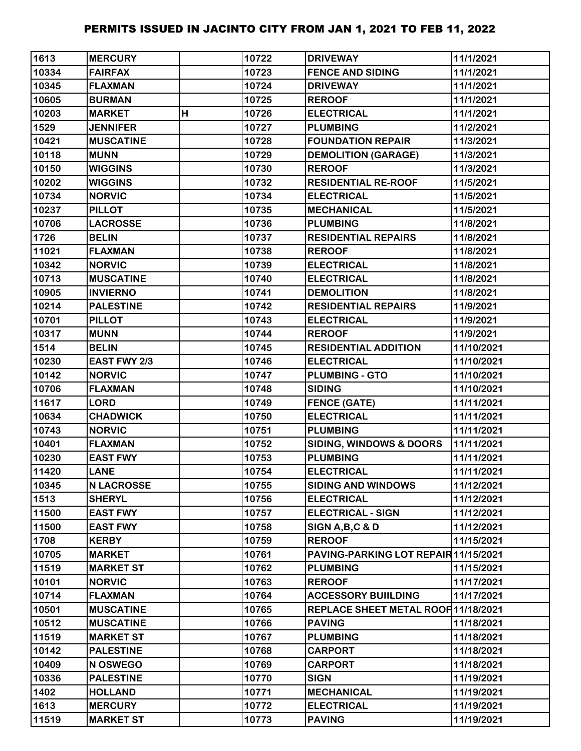# PERMITS ISSUED IN JACINTO CITY FROM JAN 1, 2021 TO FEB 11, 2022

| | | | | | |
|---|---|---|---|---|---|
| 1613 | MERCURY | | 10722 | DRIVEWAY | 11/1/2021 |
| 10334 | FAIRFAX | | 10723 | FENCE AND SIDING | 11/1/2021 |
| 10345 | FLAXMAN | | 10724 | DRIVEWAY | 11/1/2021 |
| 10605 | BURMAN | | 10725 | REROOF | 11/1/2021 |
| 10203 | MARKET | H | 10726 | ELECTRICAL | 11/1/2021 |
| 1529 | JENNIFER | | 10727 | PLUMBING | 11/2/2021 |
| 10421 | MUSCATINE | | 10728 | FOUNDATION REPAIR | 11/3/2021 |
| 10118 | MUNN | | 10729 | DEMOLITION (GARAGE) | 11/3/2021 |
| 10150 | WIGGINS | | 10730 | REROOF | 11/3/2021 |
| 10202 | WIGGINS | | 10732 | RESIDENTIAL RE-ROOF | 11/5/2021 |
| 10734 | NORVIC | | 10734 | ELECTRICAL | 11/5/2021 |
| 10237 | PILLOT | | 10735 | MECHANICAL | 11/5/2021 |
| 10706 | LACROSSE | | 10736 | PLUMBING | 11/8/2021 |
| 1726 | BELIN | | 10737 | RESIDENTIAL REPAIRS | 11/8/2021 |
| 11021 | FLAXMAN | | 10738 | REROOF | 11/8/2021 |
| 10342 | NORVIC | | 10739 | ELECTRICAL | 11/8/2021 |
| 10713 | MUSCATINE | | 10740 | ELECTRICAL | 11/8/2021 |
| 10905 | INVIERNO | | 10741 | DEMOLITION | 11/8/2021 |
| 10214 | PALESTINE | | 10742 | RESIDENTIAL REPAIRS | 11/9/2021 |
| 10701 | PILLOT | | 10743 | ELECTRICAL | 11/9/2021 |
| 10317 | MUNN | | 10744 | REROOF | 11/9/2021 |
| 1514 | BELIN | | 10745 | RESIDENTIAL ADDITION | 11/10/2021 |
| 10230 | EAST FWY 2/3 | | 10746 | ELECTRICAL | 11/10/2021 |
| 10142 | NORVIC | | 10747 | PLUMBING - GTO | 11/10/2021 |
| 10706 | FLAXMAN | | 10748 | SIDING | 11/10/2021 |
| 11617 | LORD | | 10749 | FENCE (GATE) | 11/11/2021 |
| 10634 | CHADWICK | | 10750 | ELECTRICAL | 11/11/2021 |
| 10743 | NORVIC | | 10751 | PLUMBING | 11/11/2021 |
| 10401 | FLAXMAN | | 10752 | SIDING, WINDOWS & DOORS | 11/11/2021 |
| 10230 | EAST FWY | | 10753 | PLUMBING | 11/11/2021 |
| 11420 | LANE | | 10754 | ELECTRICAL | 11/11/2021 |
| 10345 | N LACROSSE | | 10755 | SIDING AND WINDOWS | 11/12/2021 |
| 1513 | SHERYL | | 10756 | ELECTRICAL | 11/12/2021 |
| 11500 | EAST FWY | | 10757 | ELECTRICAL - SIGN | 11/12/2021 |
| 11500 | EAST FWY | | 10758 | SIGN A,B,C & D | 11/12/2021 |
| 1708 | KERBY | | 10759 | REROOF | 11/15/2021 |
| 10705 | MARKET | | 10761 | PAVING-PARKING LOT REPAIR | 11/15/2021 |
| 11519 | MARKET ST | | 10762 | PLUMBING | 11/15/2021 |
| 10101 | NORVIC | | 10763 | REROOF | 11/17/2021 |
| 10714 | FLAXMAN | | 10764 | ACCESSORY BUIILDING | 11/17/2021 |
| 10501 | MUSCATINE | | 10765 | REPLACE SHEET METAL ROOF | 11/18/2021 |
| 10512 | MUSCATINE | | 10766 | PAVING | 11/18/2021 |
| 11519 | MARKET ST | | 10767 | PLUMBING | 11/18/2021 |
| 10142 | PALESTINE | | 10768 | CARPORT | 11/18/2021 |
| 10409 | N OSWEGO | | 10769 | CARPORT | 11/18/2021 |
| 10336 | PALESTINE | | 10770 | SIGN | 11/19/2021 |
| 1402 | HOLLAND | | 10771 | MECHANICAL | 11/19/2021 |
| 1613 | MERCURY | | 10772 | ELECTRICAL | 11/19/2021 |
| 11519 | MARKET ST | | 10773 | PAVING | 11/19/2021 |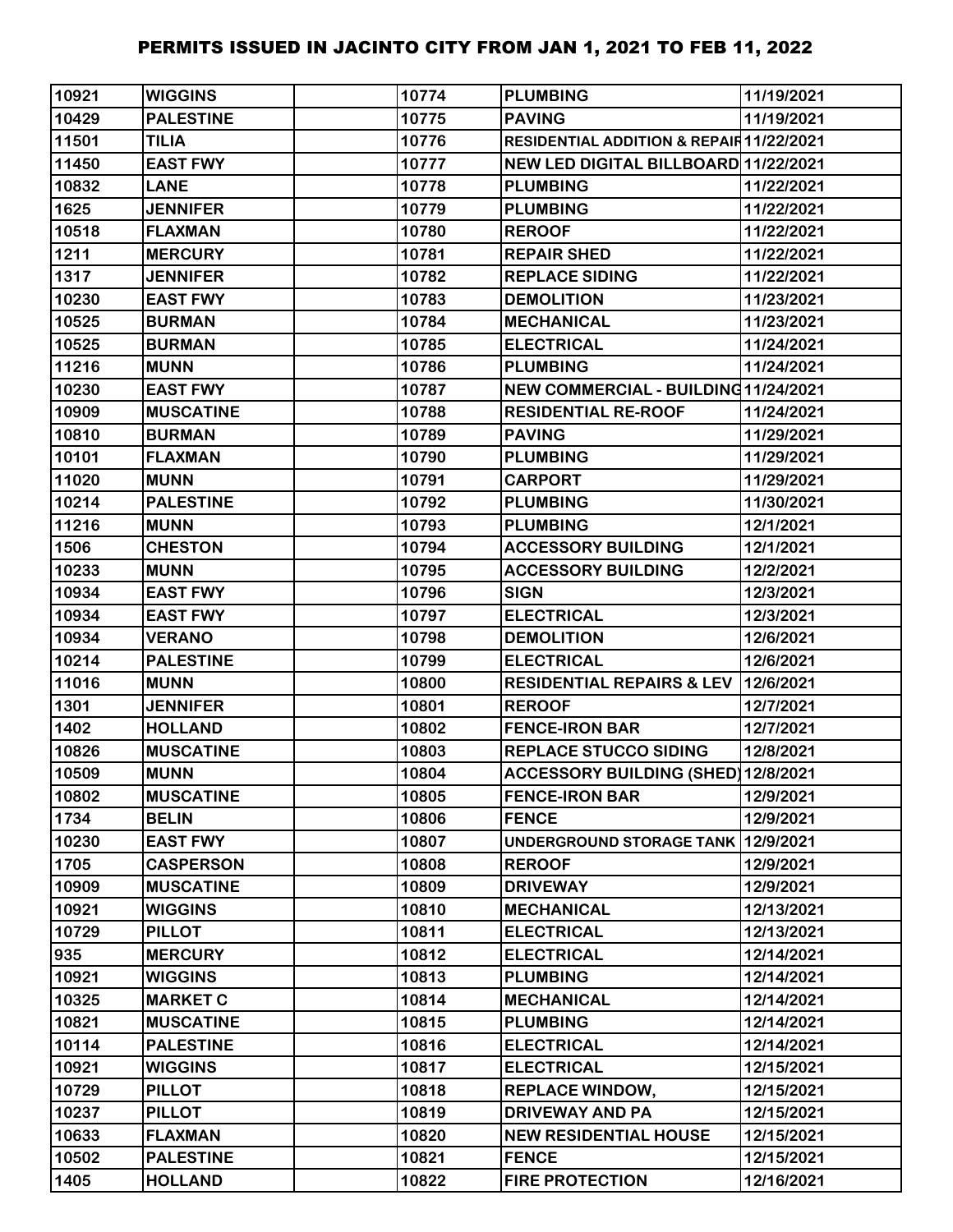# PERMITS ISSUED IN JACINTO CITY FROM JAN 1, 2021 TO FEB 11, 2022

| | | | | | |
|---|---|---|---|---|---|
| 10921 | WIGGINS | | 10774 | PLUMBING | 11/19/2021 |
| 10429 | PALESTINE | | 10775 | PAVING | 11/19/2021 |
| 11501 | TILIA | | 10776 | RESIDENTIAL ADDITION & REPAIR | 11/22/2021 |
| 11450 | EAST FWY | | 10777 | NEW LED DIGITAL BILLBOARD | 11/22/2021 |
| 10832 | LANE | | 10778 | PLUMBING | 11/22/2021 |
| 1625 | JENNIFER | | 10779 | PLUMBING | 11/22/2021 |
| 10518 | FLAXMAN | | 10780 | REROOF | 11/22/2021 |
| 1211 | MERCURY | | 10781 | REPAIR SHED | 11/22/2021 |
| 1317 | JENNIFER | | 10782 | REPLACE SIDING | 11/22/2021 |
| 10230 | EAST FWY | | 10783 | DEMOLITION | 11/23/2021 |
| 10525 | BURMAN | | 10784 | MECHANICAL | 11/23/2021 |
| 10525 | BURMAN | | 10785 | ELECTRICAL | 11/24/2021 |
| 11216 | MUNN | | 10786 | PLUMBING | 11/24/2021 |
| 10230 | EAST FWY | | 10787 | NEW COMMERCIAL - BUILDING | 11/24/2021 |
| 10909 | MUSCATINE | | 10788 | RESIDENTIAL RE-ROOF | 11/24/2021 |
| 10810 | BURMAN | | 10789 | PAVING | 11/29/2021 |
| 10101 | FLAXMAN | | 10790 | PLUMBING | 11/29/2021 |
| 11020 | MUNN | | 10791 | CARPORT | 11/29/2021 |
| 10214 | PALESTINE | | 10792 | PLUMBING | 11/30/2021 |
| 11216 | MUNN | | 10793 | PLUMBING | 12/1/2021 |
| 1506 | CHESTON | | 10794 | ACCESSORY BUILDING | 12/1/2021 |
| 10233 | MUNN | | 10795 | ACCESSORY BUILDING | 12/2/2021 |
| 10934 | EAST FWY | | 10796 | SIGN | 12/3/2021 |
| 10934 | EAST FWY | | 10797 | ELECTRICAL | 12/3/2021 |
| 10934 | VERANO | | 10798 | DEMOLITION | 12/6/2021 |
| 10214 | PALESTINE | | 10799 | ELECTRICAL | 12/6/2021 |
| 11016 | MUNN | | 10800 | RESIDENTIAL REPAIRS & LEV | 12/6/2021 |
| 1301 | JENNIFER | | 10801 | REROOF | 12/7/2021 |
| 1402 | HOLLAND | | 10802 | FENCE-IRON BAR | 12/7/2021 |
| 10826 | MUSCATINE | | 10803 | REPLACE STUCCO SIDING | 12/8/2021 |
| 10509 | MUNN | | 10804 | ACCESSORY BUILDING (SHED) | 12/8/2021 |
| 10802 | MUSCATINE | | 10805 | FENCE-IRON BAR | 12/9/2021 |
| 1734 | BELIN | | 10806 | FENCE | 12/9/2021 |
| 10230 | EAST FWY | | 10807 | UNDERGROUND STORAGE TANK | 12/9/2021 |
| 1705 | CASPERSON | | 10808 | REROOF | 12/9/2021 |
| 10909 | MUSCATINE | | 10809 | DRIVEWAY | 12/9/2021 |
| 10921 | WIGGINS | | 10810 | MECHANICAL | 12/13/2021 |
| 10729 | PILLOT | | 10811 | ELECTRICAL | 12/13/2021 |
| 935 | MERCURY | | 10812 | ELECTRICAL | 12/14/2021 |
| 10921 | WIGGINS | | 10813 | PLUMBING | 12/14/2021 |
| 10325 | MARKET C | | 10814 | MECHANICAL | 12/14/2021 |
| 10821 | MUSCATINE | | 10815 | PLUMBING | 12/14/2021 |
| 10114 | PALESTINE | | 10816 | ELECTRICAL | 12/14/2021 |
| 10921 | WIGGINS | | 10817 | ELECTRICAL | 12/15/2021 |
| 10729 | PILLOT | | 10818 | REPLACE WINDOW, | 12/15/2021 |
| 10237 | PILLOT | | 10819 | DRIVEWAY AND PA | 12/15/2021 |
| 10633 | FLAXMAN | | 10820 | NEW RESIDENTIAL HOUSE | 12/15/2021 |
| 10502 | PALESTINE | | 10821 | FENCE | 12/15/2021 |
| 1405 | HOLLAND | | 10822 | FIRE PROTECTION | 12/16/2021 |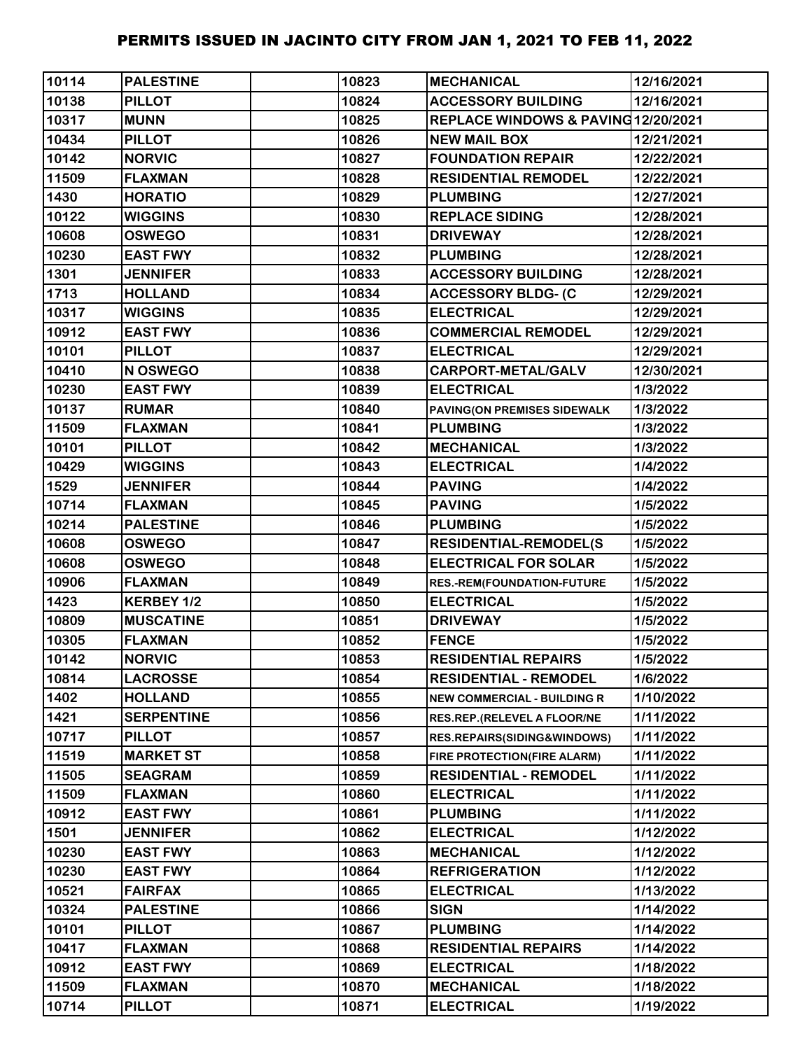# PERMITS ISSUED IN JACINTO CITY FROM JAN 1, 2021 TO FEB 11, 2022

| | | | | | |
|---|---|---|---|---|---|
| 10114 | PALESTINE | | 10823 | MECHANICAL | 12/16/2021 |
| 10138 | PILLOT | | 10824 | ACCESSORY BUILDING | 12/16/2021 |
| 10317 | MUNN | | 10825 | REPLACE WINDOWS & PAVING | 12/20/2021 |
| 10434 | PILLOT | | 10826 | NEW MAIL BOX | 12/21/2021 |
| 10142 | NORVIC | | 10827 | FOUNDATION REPAIR | 12/22/2021 |
| 11509 | FLAXMAN | | 10828 | RESIDENTIAL REMODEL | 12/22/2021 |
| 1430 | HORATIO | | 10829 | PLUMBING | 12/27/2021 |
| 10122 | WIGGINS | | 10830 | REPLACE SIDING | 12/28/2021 |
| 10608 | OSWEGO | | 10831 | DRIVEWAY | 12/28/2021 |
| 10230 | EAST FWY | | 10832 | PLUMBING | 12/28/2021 |
| 1301 | JENNIFER | | 10833 | ACCESSORY BUILDING | 12/28/2021 |
| 1713 | HOLLAND | | 10834 | ACCESSORY BLDG- (C | 12/29/2021 |
| 10317 | WIGGINS | | 10835 | ELECTRICAL | 12/29/2021 |
| 10912 | EAST FWY | | 10836 | COMMERCIAL REMODEL | 12/29/2021 |
| 10101 | PILLOT | | 10837 | ELECTRICAL | 12/29/2021 |
| 10410 | N OSWEGO | | 10838 | CARPORT-METAL/GALV | 12/30/2021 |
| 10230 | EAST FWY | | 10839 | ELECTRICAL | 1/3/2022 |
| 10137 | RUMAR | | 10840 | PAVING(ON PREMISES SIDEWALK | 1/3/2022 |
| 11509 | FLAXMAN | | 10841 | PLUMBING | 1/3/2022 |
| 10101 | PILLOT | | 10842 | MECHANICAL | 1/3/2022 |
| 10429 | WIGGINS | | 10843 | ELECTRICAL | 1/4/2022 |
| 1529 | JENNIFER | | 10844 | PAVING | 1/4/2022 |
| 10714 | FLAXMAN | | 10845 | PAVING | 1/5/2022 |
| 10214 | PALESTINE | | 10846 | PLUMBING | 1/5/2022 |
| 10608 | OSWEGO | | 10847 | RESIDENTIAL-REMODEL(S | 1/5/2022 |
| 10608 | OSWEGO | | 10848 | ELECTRICAL FOR SOLAR | 1/5/2022 |
| 10906 | FLAXMAN | | 10849 | RES.-REM(FOUNDATION-FUTURE | 1/5/2022 |
| 1423 | KERBEY 1/2 | | 10850 | ELECTRICAL | 1/5/2022 |
| 10809 | MUSCATINE | | 10851 | DRIVEWAY | 1/5/2022 |
| 10305 | FLAXMAN | | 10852 | FENCE | 1/5/2022 |
| 10142 | NORVIC | | 10853 | RESIDENTIAL REPAIRS | 1/5/2022 |
| 10814 | LACROSSE | | 10854 | RESIDENTIAL - REMODEL | 1/6/2022 |
| 1402 | HOLLAND | | 10855 | NEW COMMERCIAL - BUILDING R | 1/10/2022 |
| 1421 | SERPENTINE | | 10856 | RES.REP.(RELEVEL A FLOOR/NE | 1/11/2022 |
| 10717 | PILLOT | | 10857 | RES.REPAIRS(SIDING&WINDOWS) | 1/11/2022 |
| 11519 | MARKET ST | | 10858 | FIRE PROTECTION(FIRE ALARM) | 1/11/2022 |
| 11505 | SEAGRAM | | 10859 | RESIDENTIAL - REMODEL | 1/11/2022 |
| 11509 | FLAXMAN | | 10860 | ELECTRICAL | 1/11/2022 |
| 10912 | EAST FWY | | 10861 | PLUMBING | 1/11/2022 |
| 1501 | JENNIFER | | 10862 | ELECTRICAL | 1/12/2022 |
| 10230 | EAST FWY | | 10863 | MECHANICAL | 1/12/2022 |
| 10230 | EAST FWY | | 10864 | REFRIGERATION | 1/12/2022 |
| 10521 | FAIRFAX | | 10865 | ELECTRICAL | 1/13/2022 |
| 10324 | PALESTINE | | 10866 | SIGN | 1/14/2022 |
| 10101 | PILLOT | | 10867 | PLUMBING | 1/14/2022 |
| 10417 | FLAXMAN | | 10868 | RESIDENTIAL REPAIRS | 1/14/2022 |
| 10912 | EAST FWY | | 10869 | ELECTRICAL | 1/18/2022 |
| 11509 | FLAXMAN | | 10870 | MECHANICAL | 1/18/2022 |
| 10714 | PILLOT | | 10871 | ELECTRICAL | 1/19/2022 |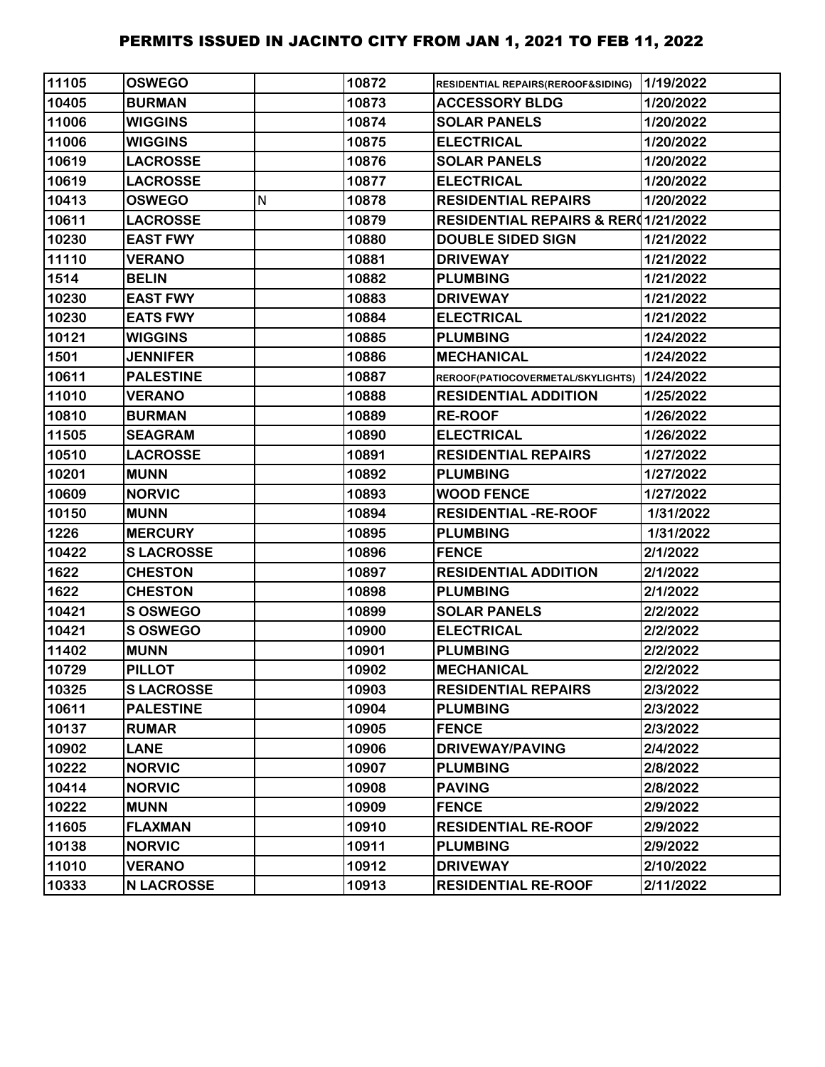# PERMITS ISSUED IN JACINTO CITY FROM JAN 1, 2021 TO FEB 11, 2022

| | | | | | |
|---|---|---|---|---|---|
| 11105 | OSWEGO | | 10872 | RESIDENTIAL REPAIRS(REROOF&SIDING) | 1/19/2022 |
| 10405 | BURMAN | | 10873 | ACCESSORY BLDG | 1/20/2022 |
| 11006 | WIGGINS | | 10874 | SOLAR PANELS | 1/20/2022 |
| 11006 | WIGGINS | | 10875 | ELECTRICAL | 1/20/2022 |
| 10619 | LACROSSE | | 10876 | SOLAR PANELS | 1/20/2022 |
| 10619 | LACROSSE | | 10877 | ELECTRICAL | 1/20/2022 |
| 10413 | OSWEGO | N | 10878 | RESIDENTIAL REPAIRS | 1/20/2022 |
| 10611 | LACROSSE | | 10879 | RESIDENTIAL REPAIRS & RERC | 1/21/2022 |
| 10230 | EAST FWY | | 10880 | DOUBLE SIDED SIGN | 1/21/2022 |
| 11110 | VERANO | | 10881 | DRIVEWAY | 1/21/2022 |
| 1514 | BELIN | | 10882 | PLUMBING | 1/21/2022 |
| 10230 | EAST FWY | | 10883 | DRIVEWAY | 1/21/2022 |
| 10230 | EATS FWY | | 10884 | ELECTRICAL | 1/21/2022 |
| 10121 | WIGGINS | | 10885 | PLUMBING | 1/24/2022 |
| 1501 | JENNIFER | | 10886 | MECHANICAL | 1/24/2022 |
| 10611 | PALESTINE | | 10887 | REROOF(PATIOCOVERMETAL/SKYLIGHTS) | 1/24/2022 |
| 11010 | VERANO | | 10888 | RESIDENTIAL ADDITION | 1/25/2022 |
| 10810 | BURMAN | | 10889 | RE-ROOF | 1/26/2022 |
| 11505 | SEAGRAM | | 10890 | ELECTRICAL | 1/26/2022 |
| 10510 | LACROSSE | | 10891 | RESIDENTIAL REPAIRS | 1/27/2022 |
| 10201 | MUNN | | 10892 | PLUMBING | 1/27/2022 |
| 10609 | NORVIC | | 10893 | WOOD FENCE | 1/27/2022 |
| 10150 | MUNN | | 10894 | RESIDENTIAL -RE-ROOF | 1/31/2022 |
| 1226 | MERCURY | | 10895 | PLUMBING | 1/31/2022 |
| 10422 | S LACROSSE | | 10896 | FENCE | 2/1/2022 |
| 1622 | CHESTON | | 10897 | RESIDENTIAL ADDITION | 2/1/2022 |
| 1622 | CHESTON | | 10898 | PLUMBING | 2/1/2022 |
| 10421 | S OSWEGO | | 10899 | SOLAR PANELS | 2/2/2022 |
| 10421 | S OSWEGO | | 10900 | ELECTRICAL | 2/2/2022 |
| 11402 | MUNN | | 10901 | PLUMBING | 2/2/2022 |
| 10729 | PILLOT | | 10902 | MECHANICAL | 2/2/2022 |
| 10325 | S LACROSSE | | 10903 | RESIDENTIAL REPAIRS | 2/3/2022 |
| 10611 | PALESTINE | | 10904 | PLUMBING | 2/3/2022 |
| 10137 | RUMAR | | 10905 | FENCE | 2/3/2022 |
| 10902 | LANE | | 10906 | DRIVEWAY/PAVING | 2/4/2022 |
| 10222 | NORVIC | | 10907 | PLUMBING | 2/8/2022 |
| 10414 | NORVIC | | 10908 | PAVING | 2/8/2022 |
| 10222 | MUNN | | 10909 | FENCE | 2/9/2022 |
| 11605 | FLAXMAN | | 10910 | RESIDENTIAL RE-ROOF | 2/9/2022 |
| 10138 | NORVIC | | 10911 | PLUMBING | 2/9/2022 |
| 11010 | VERANO | | 10912 | DRIVEWAY | 2/10/2022 |
| 10333 | N LACROSSE | | 10913 | RESIDENTIAL RE-ROOF | 2/11/2022 |